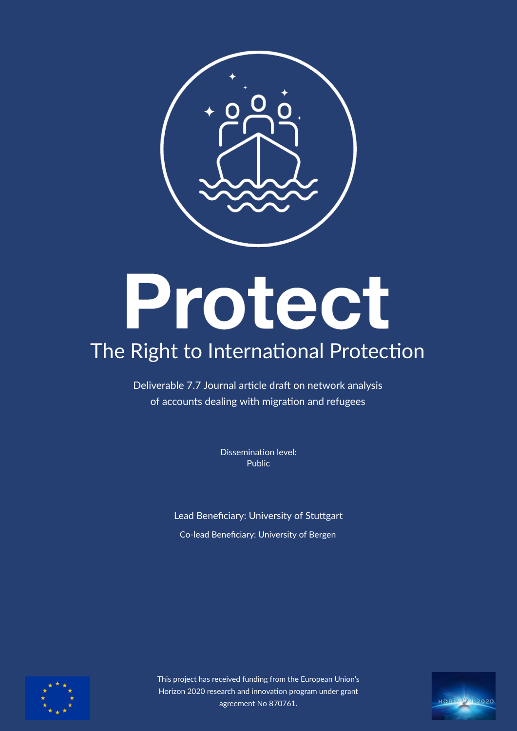# Protect

## The Right to International Protection

Deliverable 7.7 Journal article draft on network analysis of accounts dealing with migration and refugees

Dissemination level:
Public

Lead Beneficiary: University of Stuttgart

Co-lead Beneficiary: University of Bergen

This project has received funding from the European Union's Horizon 2020 research and innovation program under grant agreement No 870761.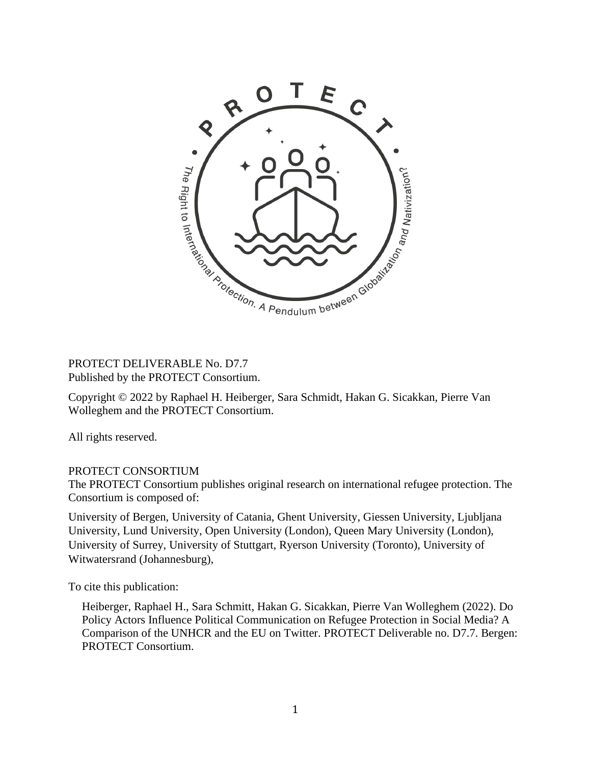PROTECT DELIVERABLE No. D7.7
Published by the PROTECT Consortium.

Copyright © 2022 by Raphael H. Heiberger, Sara Schmidt, Hakan G. Sicakkan, Pierre Van Wolleghem and the PROTECT Consortium.

All rights reserved.

PROTECT CONSORTIUM
The PROTECT Consortium publishes original research on international refugee protection. The Consortium is composed of:

University of Bergen, University of Catania, Ghent University, Giessen University, Ljubljana University, Lund University, Open University (London), Queen Mary University (London), University of Surrey, University of Stuttgart, Ryerson University (Toronto), University of Witwatersrand (Johannesburg),

To cite this publication:

Heiberger, Raphael H., Sara Schmitt, Hakan G. Sicakkan, Pierre Van Wolleghem (2022). Do Policy Actors Influence Political Communication on Refugee Protection in Social Media? A Comparison of the UNHCR and the EU on Twitter. PROTECT Deliverable no. D7.7. Bergen: PROTECT Consortium.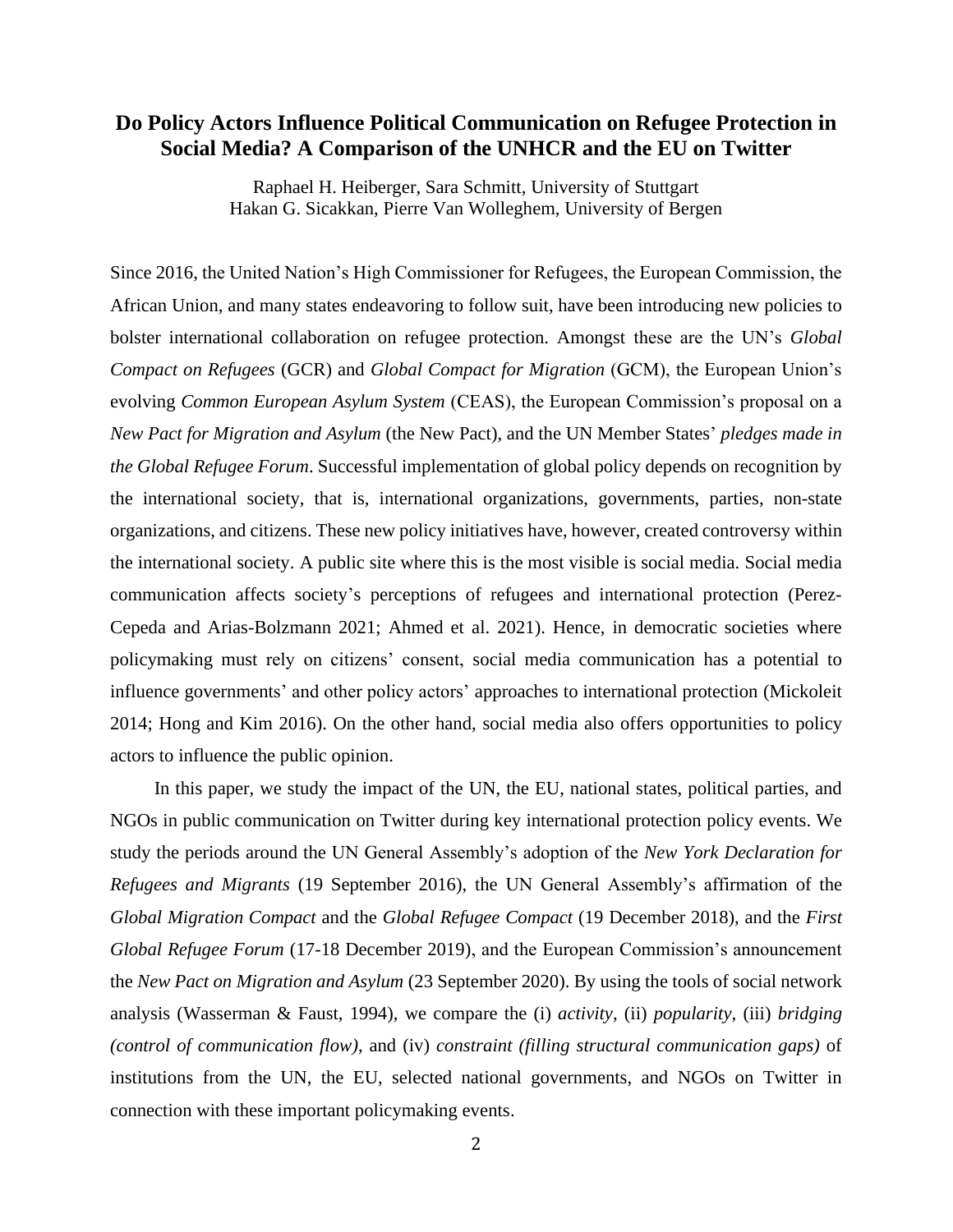# Do Policy Actors Influence Political Communication on Refugee Protection in Social Media? A Comparison of the UNHCR and the EU on Twitter

Raphael H. Heiberger, Sara Schmitt, University of Stuttgart
Hakan G. Sicakkan, Pierre Van Wolleghem, University of Bergen

Since 2016, the United Nation's High Commissioner for Refugees, the European Commission, the African Union, and many states endeavoring to follow suit, have been introducing new policies to bolster international collaboration on refugee protection. Amongst these are the UN's *Global Compact on Refugees* (GCR) and *Global Compact for Migration* (GCM), the European Union's evolving *Common European Asylum System* (CEAS), the European Commission's proposal on a *New Pact for Migration and Asylum* (the New Pact), and the UN Member States' *pledges made in the Global Refugee Forum*. Successful implementation of global policy depends on recognition by the international society, that is, international organizations, governments, parties, non-state organizations, and citizens. These new policy initiatives have, however, created controversy within the international society. A public site where this is the most visible is social media. Social media communication affects society's perceptions of refugees and international protection (Perez-Cepeda and Arias-Bolzmann 2021; Ahmed et al. 2021). Hence, in democratic societies where policymaking must rely on citizens' consent, social media communication has a potential to influence governments' and other policy actors' approaches to international protection (Mickoleit 2014; Hong and Kim 2016). On the other hand, social media also offers opportunities to policy actors to influence the public opinion.

In this paper, we study the impact of the UN, the EU, national states, political parties, and NGOs in public communication on Twitter during key international protection policy events. We study the periods around the UN General Assembly's adoption of the *New York Declaration for Refugees and Migrants* (19 September 2016), the UN General Assembly's affirmation of the *Global Migration Compact* and the *Global Refugee Compact* (19 December 2018), and the *First Global Refugee Forum* (17-18 December 2019), and the European Commission's announcement the *New Pact on Migration and Asylum* (23 September 2020). By using the tools of social network analysis (Wasserman & Faust, 1994), we compare the (i) *activity*, (ii) *popularity*, (iii) *bridging (control of communication flow)*, and (iv) *constraint (filling structural communication gaps)* of institutions from the UN, the EU, selected national governments, and NGOs on Twitter in connection with these important policymaking events.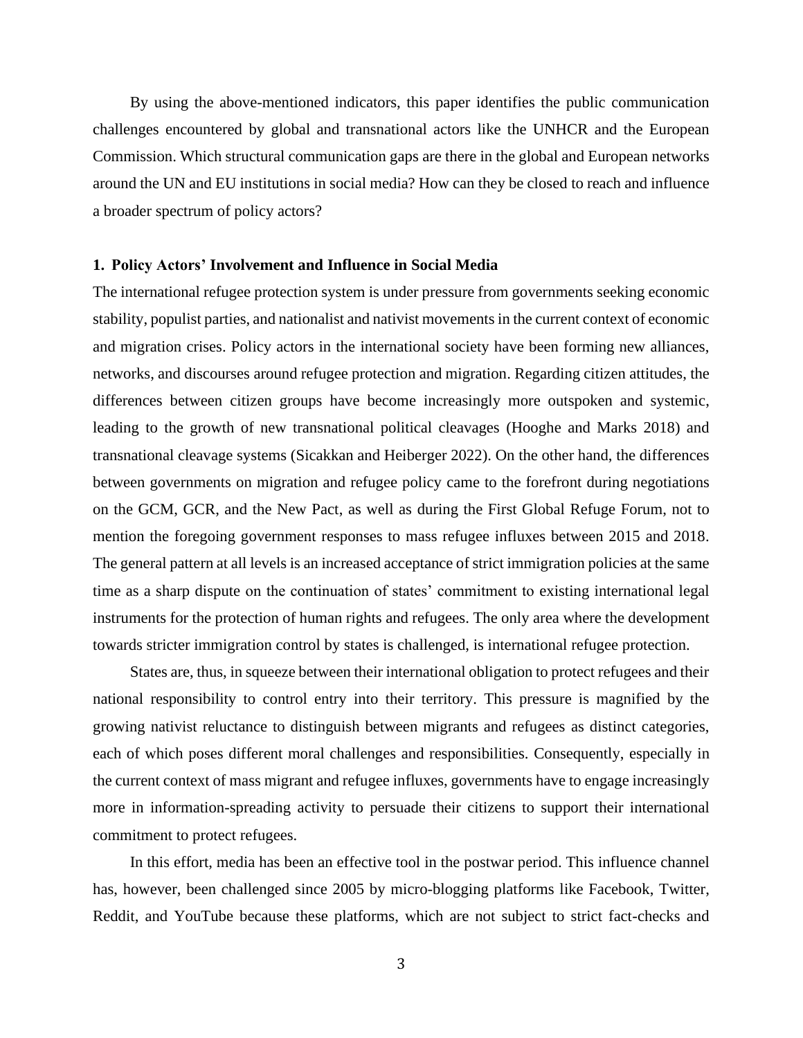By using the above-mentioned indicators, this paper identifies the public communication challenges encountered by global and transnational actors like the UNHCR and the European Commission. Which structural communication gaps are there in the global and European networks around the UN and EU institutions in social media? How can they be closed to reach and influence a broader spectrum of policy actors?

## 1. Policy Actors' Involvement and Influence in Social Media

The international refugee protection system is under pressure from governments seeking economic stability, populist parties, and nationalist and nativist movements in the current context of economic and migration crises. Policy actors in the international society have been forming new alliances, networks, and discourses around refugee protection and migration. Regarding citizen attitudes, the differences between citizen groups have become increasingly more outspoken and systemic, leading to the growth of new transnational political cleavages (Hooghe and Marks 2018) and transnational cleavage systems (Sicakkan and Heiberger 2022). On the other hand, the differences between governments on migration and refugee policy came to the forefront during negotiations on the GCM, GCR, and the New Pact, as well as during the First Global Refuge Forum, not to mention the foregoing government responses to mass refugee influxes between 2015 and 2018. The general pattern at all levels is an increased acceptance of strict immigration policies at the same time as a sharp dispute on the continuation of states' commitment to existing international legal instruments for the protection of human rights and refugees. The only area where the development towards stricter immigration control by states is challenged, is international refugee protection.

States are, thus, in squeeze between their international obligation to protect refugees and their national responsibility to control entry into their territory. This pressure is magnified by the growing nativist reluctance to distinguish between migrants and refugees as distinct categories, each of which poses different moral challenges and responsibilities. Consequently, especially in the current context of mass migrant and refugee influxes, governments have to engage increasingly more in information-spreading activity to persuade their citizens to support their international commitment to protect refugees.

In this effort, media has been an effective tool in the postwar period. This influence channel has, however, been challenged since 2005 by micro-blogging platforms like Facebook, Twitter, Reddit, and YouTube because these platforms, which are not subject to strict fact-checks and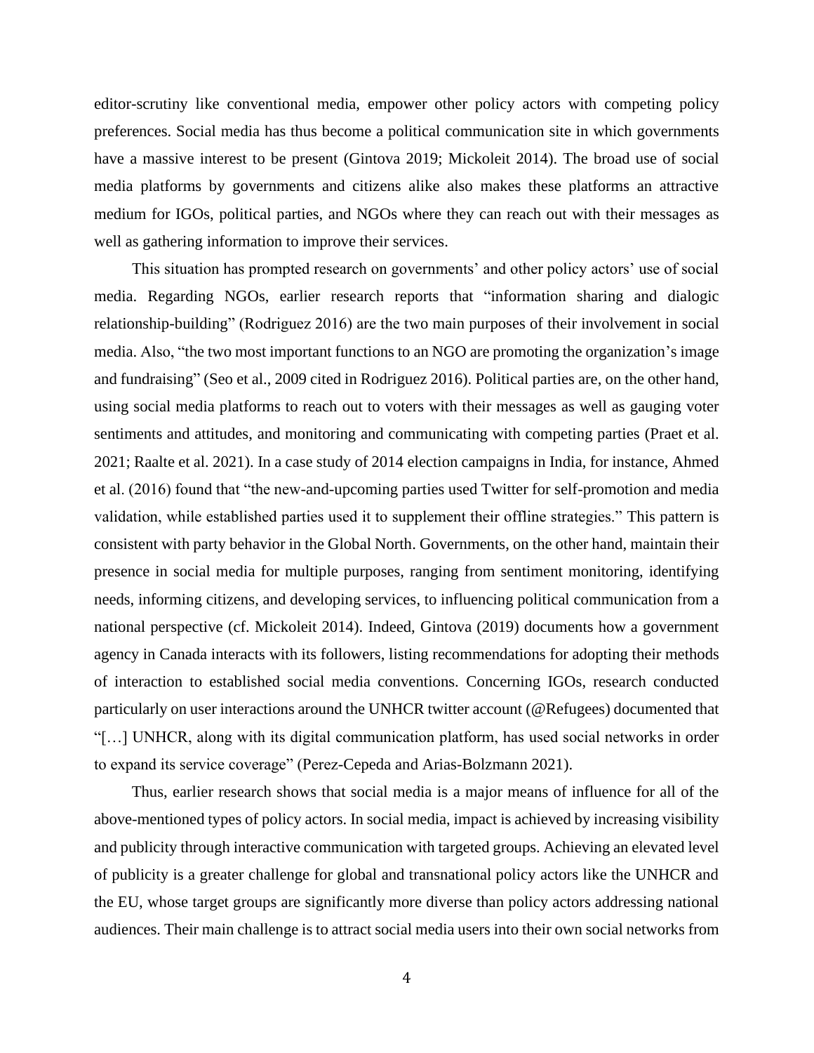editor-scrutiny like conventional media, empower other policy actors with competing policy preferences. Social media has thus become a political communication site in which governments have a massive interest to be present (Gintova 2019; Mickoleit 2014). The broad use of social media platforms by governments and citizens alike also makes these platforms an attractive medium for IGOs, political parties, and NGOs where they can reach out with their messages as well as gathering information to improve their services.

This situation has prompted research on governments' and other policy actors' use of social media. Regarding NGOs, earlier research reports that "information sharing and dialogic relationship-building" (Rodriguez 2016) are the two main purposes of their involvement in social media. Also, "the two most important functions to an NGO are promoting the organization's image and fundraising" (Seo et al., 2009 cited in Rodriguez 2016). Political parties are, on the other hand, using social media platforms to reach out to voters with their messages as well as gauging voter sentiments and attitudes, and monitoring and communicating with competing parties (Praet et al. 2021; Raalte et al. 2021). In a case study of 2014 election campaigns in India, for instance, Ahmed et al. (2016) found that "the new-and-upcoming parties used Twitter for self-promotion and media validation, while established parties used it to supplement their offline strategies." This pattern is consistent with party behavior in the Global North. Governments, on the other hand, maintain their presence in social media for multiple purposes, ranging from sentiment monitoring, identifying needs, informing citizens, and developing services, to influencing political communication from a national perspective (cf. Mickoleit 2014). Indeed, Gintova (2019) documents how a government agency in Canada interacts with its followers, listing recommendations for adopting their methods of interaction to established social media conventions. Concerning IGOs, research conducted particularly on user interactions around the UNHCR twitter account (@Refugees) documented that "[…] UNHCR, along with its digital communication platform, has used social networks in order to expand its service coverage" (Perez-Cepeda and Arias-Bolzmann 2021).

Thus, earlier research shows that social media is a major means of influence for all of the above-mentioned types of policy actors. In social media, impact is achieved by increasing visibility and publicity through interactive communication with targeted groups. Achieving an elevated level of publicity is a greater challenge for global and transnational policy actors like the UNHCR and the EU, whose target groups are significantly more diverse than policy actors addressing national audiences. Their main challenge is to attract social media users into their own social networks from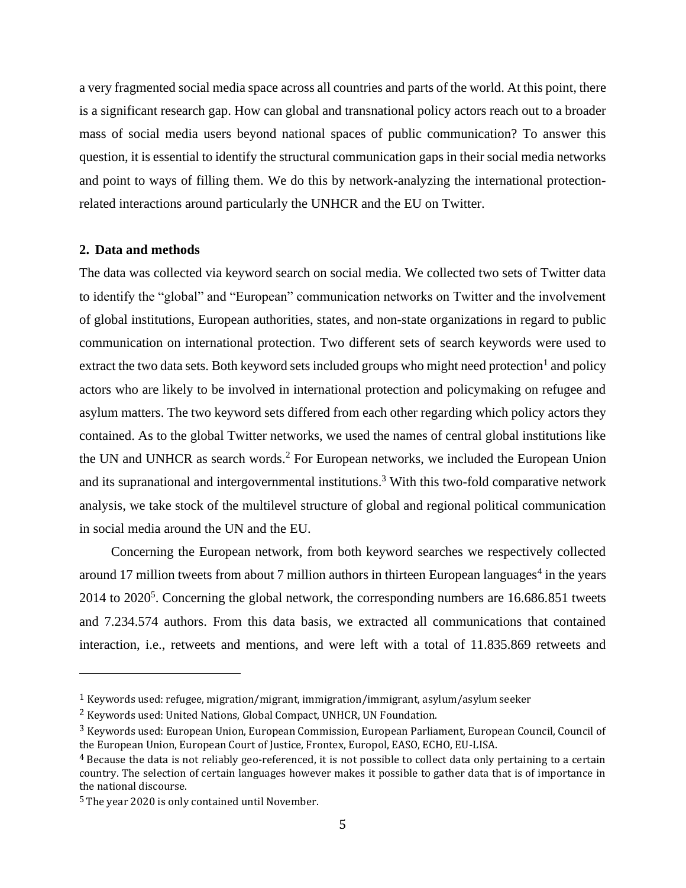a very fragmented social media space across all countries and parts of the world. At this point, there is a significant research gap. How can global and transnational policy actors reach out to a broader mass of social media users beyond national spaces of public communication? To answer this question, it is essential to identify the structural communication gaps in their social media networks and point to ways of filling them. We do this by network-analyzing the international protection-related interactions around particularly the UNHCR and the EU on Twitter.

## 2. Data and methods

The data was collected via keyword search on social media. We collected two sets of Twitter data to identify the "global" and "European" communication networks on Twitter and the involvement of global institutions, European authorities, states, and non-state organizations in regard to public communication on international protection. Two different sets of search keywords were used to extract the two data sets. Both keyword sets included groups who might need protection[1] and policy actors who are likely to be involved in international protection and policymaking on refugee and asylum matters. The two keyword sets differed from each other regarding which policy actors they contained. As to the global Twitter networks, we used the names of central global institutions like the UN and UNHCR as search words.[2] For European networks, we included the European Union and its supranational and intergovernmental institutions.[3] With this two-fold comparative network analysis, we take stock of the multilevel structure of global and regional political communication in social media around the UN and the EU.

Concerning the European network, from both keyword searches we respectively collected around 17 million tweets from about 7 million authors in thirteen European languages[4] in the years 2014 to 2020[5]. Concerning the global network, the corresponding numbers are 16.686.851 tweets and 7.234.574 authors. From this data basis, we extracted all communications that contained interaction, i.e., retweets and mentions, and were left with a total of 11.835.869 retweets and

---

[1] Keywords used: refugee, migration/migrant, immigration/immigrant, asylum/asylum seeker

[2] Keywords used: United Nations, Global Compact, UNHCR, UN Foundation.

[3] Keywords used: European Union, European Commission, European Parliament, European Council, Council of the European Union, European Court of Justice, Frontex, Europol, EASO, ECHO, EU-LISA.

[4] Because the data is not reliably geo-referenced, it is not possible to collect data only pertaining to a certain country. The selection of certain languages however makes it possible to gather data that is of importance in the national discourse.

[5] The year 2020 is only contained until November.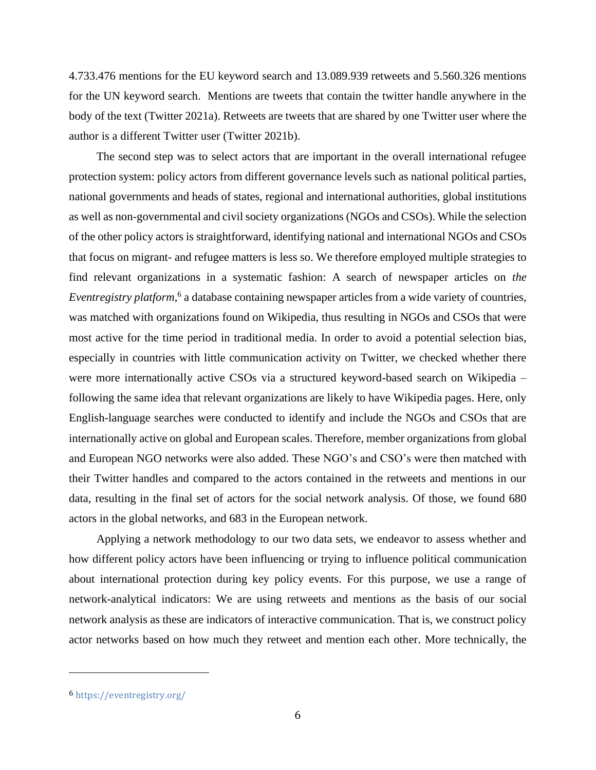4.733.476 mentions for the EU keyword search and 13.089.939 retweets and 5.560.326 mentions for the UN keyword search. Mentions are tweets that contain the twitter handle anywhere in the body of the text (Twitter 2021a). Retweets are tweets that are shared by one Twitter user where the author is a different Twitter user (Twitter 2021b).

The second step was to select actors that are important in the overall international refugee protection system: policy actors from different governance levels such as national political parties, national governments and heads of states, regional and international authorities, global institutions as well as non-governmental and civil society organizations (NGOs and CSOs). While the selection of the other policy actors is straightforward, identifying national and international NGOs and CSOs that focus on migrant- and refugee matters is less so. We therefore employed multiple strategies to find relevant organizations in a systematic fashion: A search of newspaper articles on *the Eventregistry platform*,[6] a database containing newspaper articles from a wide variety of countries, was matched with organizations found on Wikipedia, thus resulting in NGOs and CSOs that were most active for the time period in traditional media. In order to avoid a potential selection bias, especially in countries with little communication activity on Twitter, we checked whether there were more internationally active CSOs via a structured keyword-based search on Wikipedia – following the same idea that relevant organizations are likely to have Wikipedia pages. Here, only English-language searches were conducted to identify and include the NGOs and CSOs that are internationally active on global and European scales. Therefore, member organizations from global and European NGO networks were also added. These NGO's and CSO's were then matched with their Twitter handles and compared to the actors contained in the retweets and mentions in our data, resulting in the final set of actors for the social network analysis. Of those, we found 680 actors in the global networks, and 683 in the European network.

Applying a network methodology to our two data sets, we endeavor to assess whether and how different policy actors have been influencing or trying to influence political communication about international protection during key policy events. For this purpose, we use a range of network-analytical indicators: We are using retweets and mentions as the basis of our social network analysis as these are indicators of interactive communication. That is, we construct policy actor networks based on how much they retweet and mention each other. More technically, the

---

[6] https://eventregistry.org/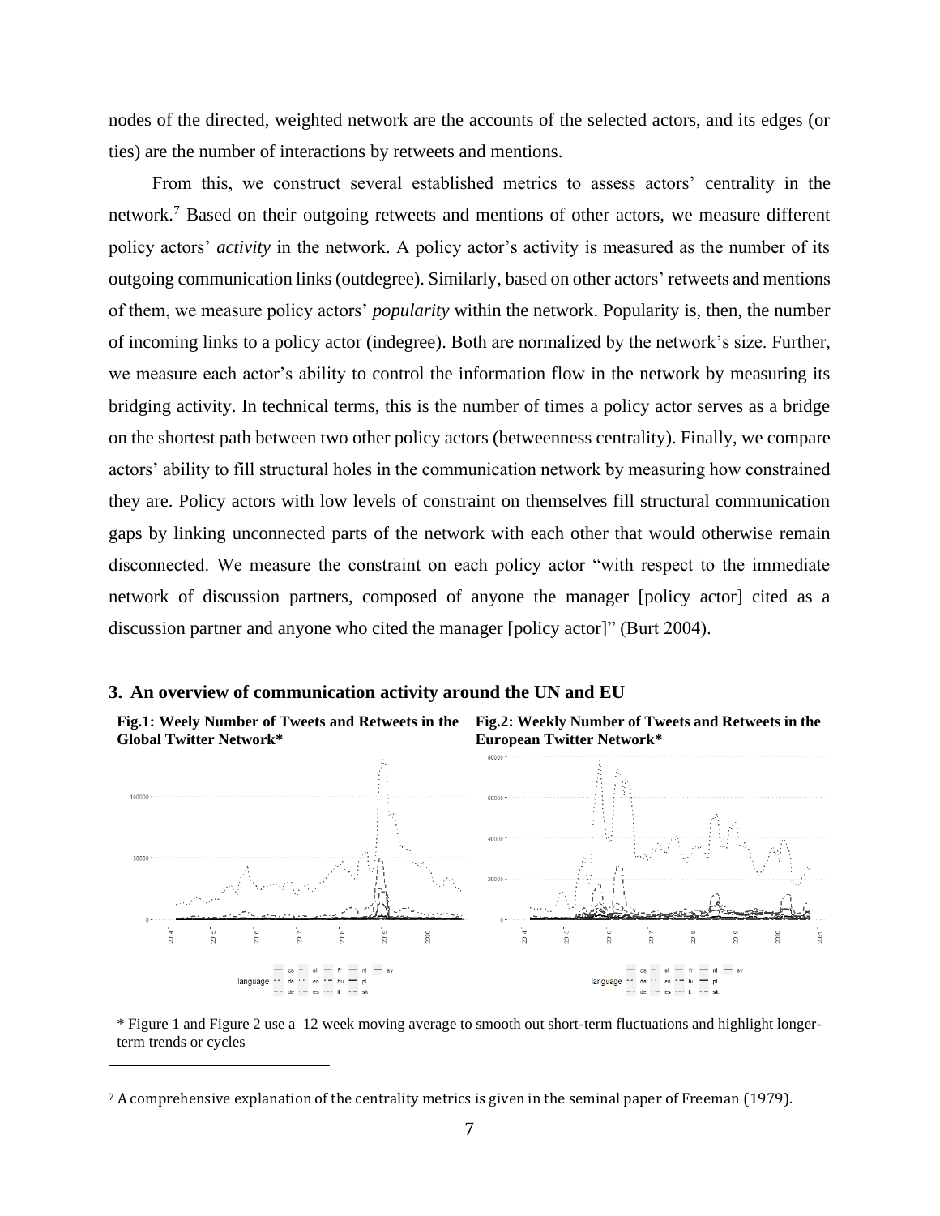nodes of the directed, weighted network are the accounts of the selected actors, and its edges (or ties) are the number of interactions by retweets and mentions.

From this, we construct several established metrics to assess actors' centrality in the network.[7] Based on their outgoing retweets and mentions of other actors, we measure different policy actors' *activity* in the network. A policy actor's activity is measured as the number of its outgoing communication links (outdegree). Similarly, based on other actors' retweets and mentions of them, we measure policy actors' *popularity* within the network. Popularity is, then, the number of incoming links to a policy actor (indegree). Both are normalized by the network's size. Further, we measure each actor's ability to control the information flow in the network by measuring its bridging activity. In technical terms, this is the number of times a policy actor serves as a bridge on the shortest path between two other policy actors (betweenness centrality). Finally, we compare actors' ability to fill structural holes in the communication network by measuring how constrained they are. Policy actors with low levels of constraint on themselves fill structural communication gaps by linking unconnected parts of the network with each other that would otherwise remain disconnected. We measure the constraint on each policy actor "with respect to the immediate network of discussion partners, composed of anyone the manager [policy actor] cited as a discussion partner and anyone who cited the manager [policy actor]" (Burt 2004).

## 3. An overview of communication activity around the UN and EU

**Fig.1: Weely Number of Tweets and Retweets in the Global Twitter Network***

100000
50000
0
2014
2015
2016
2017
2018
2019
2020
language: ca, da, de, el, en, es, fr, hu, it, nl, pl, sk, sv

**Fig.2: Weekly Number of Tweets and Retweets in the European Twitter Network***

80000
60000
40000
20000
0
2014
2015
2016
2017
2018
2019
2020
2021
language: ca, da, de, el, en, es, fr, hu, it, nl, pl, sk, sv

\* Figure 1 and Figure 2 use a 12 week moving average to smooth out short-term fluctuations and highlight longer-term trends or cycles

---

[7] A comprehensive explanation of the centrality metrics is given in the seminal paper of Freeman (1979).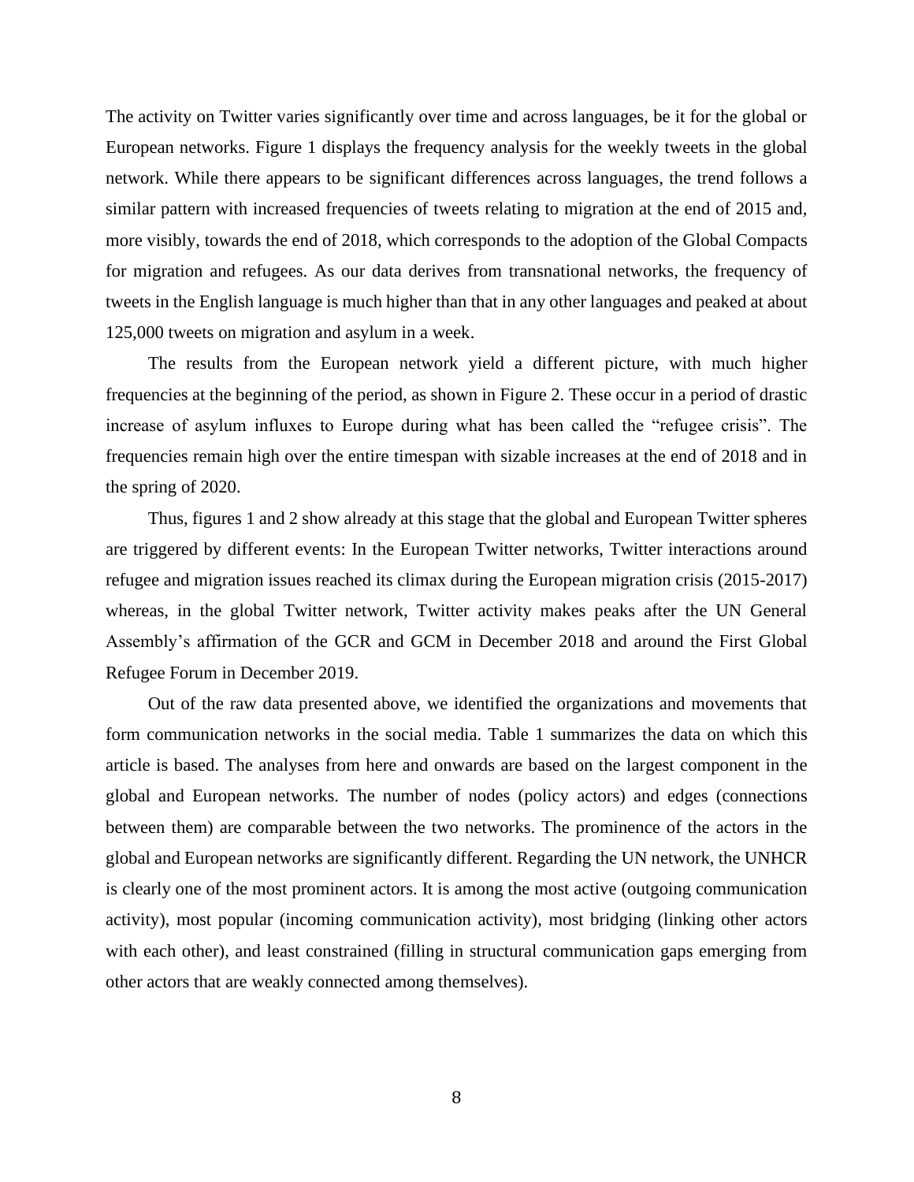The activity on Twitter varies significantly over time and across languages, be it for the global or European networks. Figure 1 displays the frequency analysis for the weekly tweets in the global network. While there appears to be significant differences across languages, the trend follows a similar pattern with increased frequencies of tweets relating to migration at the end of 2015 and, more visibly, towards the end of 2018, which corresponds to the adoption of the Global Compacts for migration and refugees. As our data derives from transnational networks, the frequency of tweets in the English language is much higher than that in any other languages and peaked at about 125,000 tweets on migration and asylum in a week.

The results from the European network yield a different picture, with much higher frequencies at the beginning of the period, as shown in Figure 2. These occur in a period of drastic increase of asylum influxes to Europe during what has been called the "refugee crisis". The frequencies remain high over the entire timespan with sizable increases at the end of 2018 and in the spring of 2020.

Thus, figures 1 and 2 show already at this stage that the global and European Twitter spheres are triggered by different events: In the European Twitter networks, Twitter interactions around refugee and migration issues reached its climax during the European migration crisis (2015-2017) whereas, in the global Twitter network, Twitter activity makes peaks after the UN General Assembly's affirmation of the GCR and GCM in December 2018 and around the First Global Refugee Forum in December 2019.

Out of the raw data presented above, we identified the organizations and movements that form communication networks in the social media. Table 1 summarizes the data on which this article is based. The analyses from here and onwards are based on the largest component in the global and European networks. The number of nodes (policy actors) and edges (connections between them) are comparable between the two networks. The prominence of the actors in the global and European networks are significantly different. Regarding the UN network, the UNHCR is clearly one of the most prominent actors. It is among the most active (outgoing communication activity), most popular (incoming communication activity), most bridging (linking other actors with each other), and least constrained (filling in structural communication gaps emerging from other actors that are weakly connected among themselves).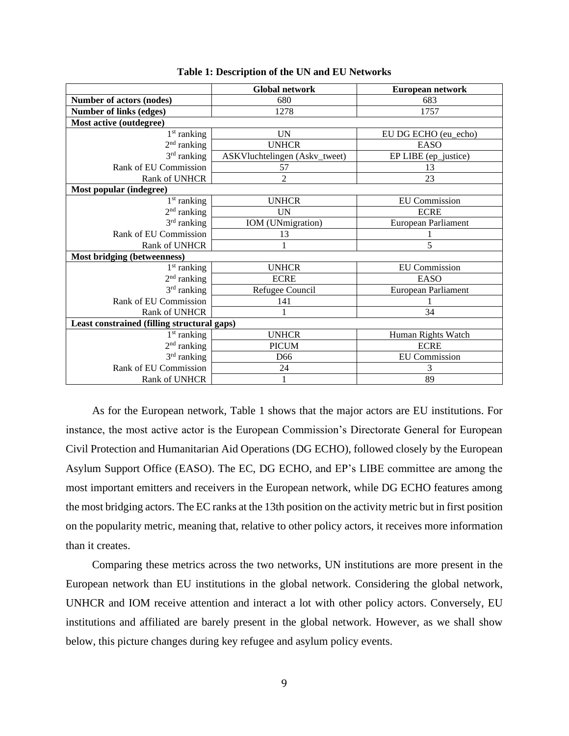**Table 1: Description of the UN and EU Networks**

| | Global network | European network |
|---|---|---|
| **Number of actors (nodes)** | 680 | 683 |
| **Number of links (edges)** | 1278 | 1757 |
| **Most active (outdegree)** | | |
| 1st ranking | UN | EU DG ECHO (eu_echo) |
| 2nd ranking | UNHCR | EASO |
| 3rd ranking | ASKVluchtelingen (Askv_tweet) | EP LIBE (ep_justice) |
| Rank of EU Commission | 57 | 13 |
| Rank of UNHCR | 2 | 23 |
| **Most popular (indegree)** | | |
| 1st ranking | UNHCR | EU Commission |
| 2nd ranking | UN | ECRE |
| 3rd ranking | IOM (UNmigration) | European Parliament |
| Rank of EU Commission | 13 | 1 |
| Rank of UNHCR | 1 | 5 |
| **Most bridging (betweenness)** | | |
| 1st ranking | UNHCR | EU Commission |
| 2nd ranking | ECRE | EASO |
| 3rd ranking | Refugee Council | European Parliament |
| Rank of EU Commission | 141 | 1 |
| Rank of UNHCR | 1 | 34 |
| **Least constrained (filling structural gaps)** | | |
| 1st ranking | UNHCR | Human Rights Watch |
| 2nd ranking | PICUM | ECRE |
| 3rd ranking | D66 | EU Commission |
| Rank of EU Commission | 24 | 3 |
| Rank of UNHCR | 1 | 89 |

As for the European network, Table 1 shows that the major actors are EU institutions. For instance, the most active actor is the European Commission's Directorate General for European Civil Protection and Humanitarian Aid Operations (DG ECHO), followed closely by the European Asylum Support Office (EASO). The EC, DG ECHO, and EP's LIBE committee are among the most important emitters and receivers in the European network, while DG ECHO features among the most bridging actors. The EC ranks at the 13th position on the activity metric but in first position on the popularity metric, meaning that, relative to other policy actors, it receives more information than it creates.

Comparing these metrics across the two networks, UN institutions are more present in the European network than EU institutions in the global network. Considering the global network, UNHCR and IOM receive attention and interact a lot with other policy actors. Conversely, EU institutions and affiliated are barely present in the global network. However, as we shall show below, this picture changes during key refugee and asylum policy events.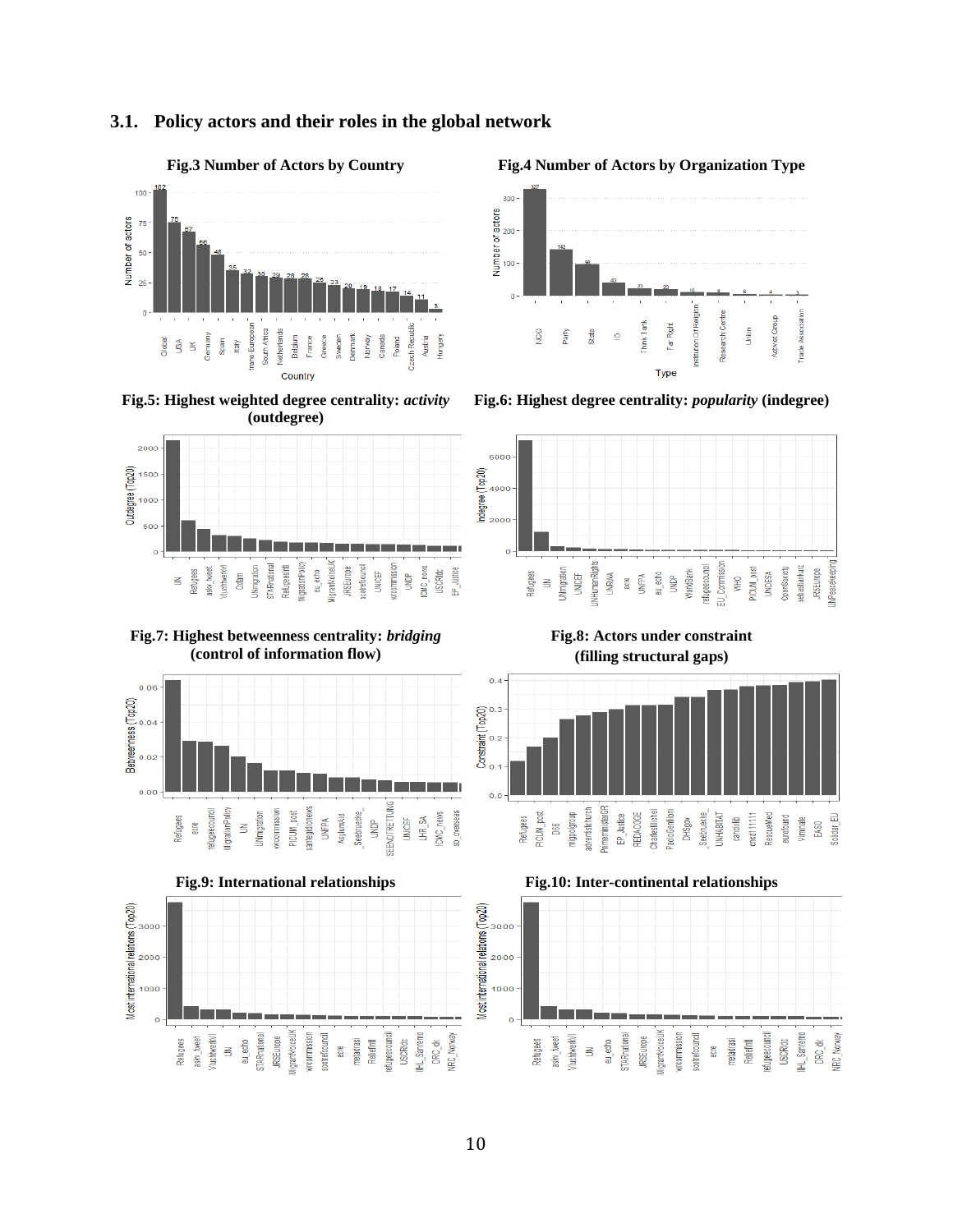## 3.1. Policy actors and their roles in the global network

**Fig.3 Number of Actors by Country**

Number of actors

102, 75, 67, 56, 48, 35, 32, 30, 29, 28, 28, 25, 23, 20, 19, 18, 17, 14, 11, 3

Global, USA, UK, Germany, Spain, Italy, trans-European, South Africa, Netherlands, Belgium, France, Greece, Sweden, Denmark, Norway, Canada, Poland, Czech Republic, Austria, Hungary

Country

**Fig.4 Number of Actors by Organization Type**

Number of actors

327, 142, 96, 40, 23, 20, 10, 9, 6, 4, 3

NGO, Party, State, IO, Think Tank, Far Right, Institution Of Religion, Research Centre, Union, Activist Group, Trade Association

Type

**Fig.5: Highest weighted degree centrality: *activity* (outdegree)**

Outdegree (Top20)

UN, Refugees, askv_tweet, Vluchtwerkvl, Oxfam, UNmigration, STARnational, Refugeesintl, MigrationPolicy, eu_echo, MigrantVoiceUK, JRSEurope, scotrefcouncil, UNICEF, wrcommission, UNDP, ICMC_news, USCRIdc, EP_Justice

**Fig.6: Highest degree centrality: *popularity* (indegree)**

Indegree (Top20)

Refugees, UN, UNmigration, UNICEF, UNHumanRights, UNRWA, ecre, UNFPA, eu_echo, UNDP, WorldBank, refugeecouncil, EU_Commission, WHO, PICUM_post, UNDESA, OpenSociety, sebastiankurz, JRSEurope, UNPeacekeeping

**Fig.7: Highest betweenness centrality: *bridging* (control of information flow)**

Betweenness (Top20)

Refugees, ecre, refugeecouncil, MigrationPolicy, UN, UNmigration, wrcommission, PICUM_post, santegidionews, UNFPA, AsylumAid, Seebruecke_, UNDP, SEENOTRETTUNG, UNICEF, LHR_SA, ICMC_news, sb_overseas

**Fig.8: Actors under constraint (filling structural gaps)**

Constraint (Top20)

Refugees, PICUM_post, D66, migpolgroup, adventistchurch, PrimeministerGR, EP_Justice, REDACOOE, CharlesMichel, PaoloGentiloni, DHSgov, Seebruecke_, UNHABITAT, cancilllb, cncd11111111, RescueMed, eurofound, Viminale, EASO, Solidar_EU

**Fig.9: International relationships**

Most international relations (Top20)

Refugees, askv_tweet, Vluchtwerkvl, UN, eu_echo, STARnational, JRSEurope, MigrantVoiceUK, wrcommission, scotrefcouncil, ecre, metadrasi, Refintl, refugeecouncil, USCRIdc, IIHL_Sanremo, DRC_dk, NRC_Norway

**Fig.10: Inter-continental relationships**

Most international relations (Top20)

Refugees, askv_tweet, Vluchtwerkvl, UN, eu_echo, STARnational, JRSEurope, MigrantVoiceUK, wrcommission, scotrefcouncil, ecre, metadrasi, Refintl, refugeecouncil, USCRIdc, IIHL_Sanremo, DRC_dk, NRC_Norway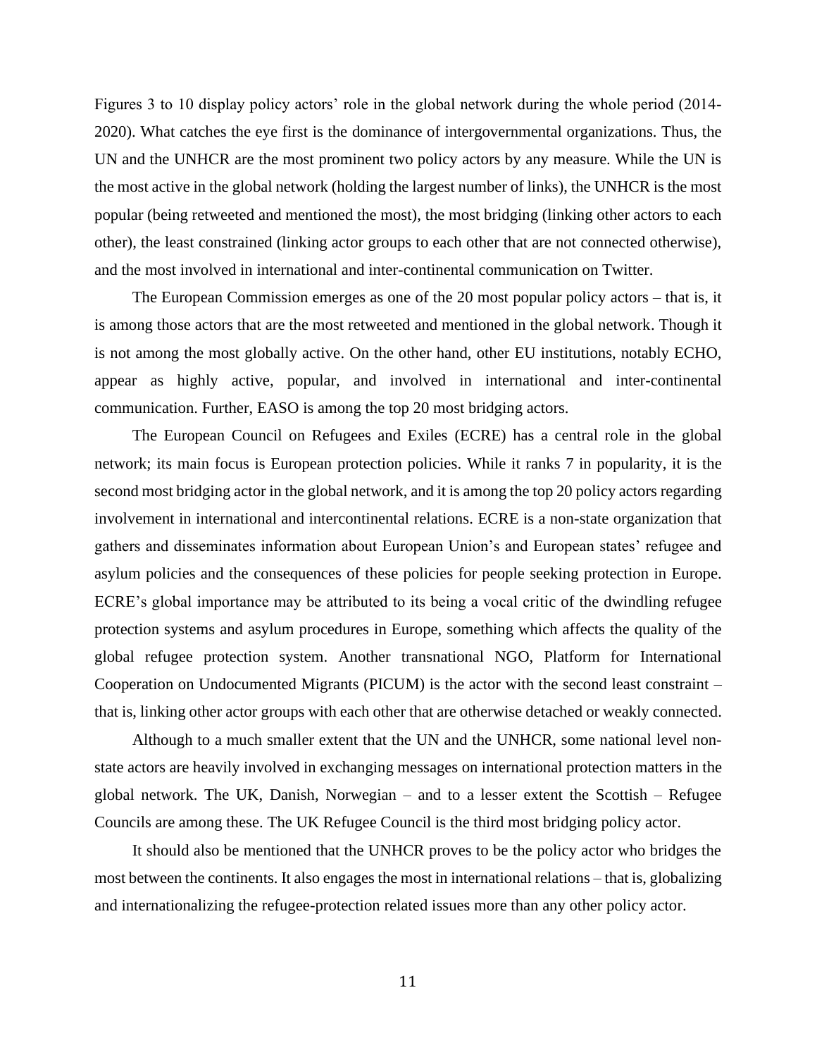Figures 3 to 10 display policy actors' role in the global network during the whole period (2014-2020). What catches the eye first is the dominance of intergovernmental organizations. Thus, the UN and the UNHCR are the most prominent two policy actors by any measure. While the UN is the most active in the global network (holding the largest number of links), the UNHCR is the most popular (being retweeted and mentioned the most), the most bridging (linking other actors to each other), the least constrained (linking actor groups to each other that are not connected otherwise), and the most involved in international and inter-continental communication on Twitter.

The European Commission emerges as one of the 20 most popular policy actors – that is, it is among those actors that are the most retweeted and mentioned in the global network. Though it is not among the most globally active. On the other hand, other EU institutions, notably ECHO, appear as highly active, popular, and involved in international and inter-continental communication. Further, EASO is among the top 20 most bridging actors.

The European Council on Refugees and Exiles (ECRE) has a central role in the global network; its main focus is European protection policies. While it ranks 7 in popularity, it is the second most bridging actor in the global network, and it is among the top 20 policy actors regarding involvement in international and intercontinental relations. ECRE is a non-state organization that gathers and disseminates information about European Union's and European states' refugee and asylum policies and the consequences of these policies for people seeking protection in Europe. ECRE's global importance may be attributed to its being a vocal critic of the dwindling refugee protection systems and asylum procedures in Europe, something which affects the quality of the global refugee protection system. Another transnational NGO, Platform for International Cooperation on Undocumented Migrants (PICUM) is the actor with the second least constraint – that is, linking other actor groups with each other that are otherwise detached or weakly connected.

Although to a much smaller extent that the UN and the UNHCR, some national level non-state actors are heavily involved in exchanging messages on international protection matters in the global network. The UK, Danish, Norwegian – and to a lesser extent the Scottish – Refugee Councils are among these. The UK Refugee Council is the third most bridging policy actor.

It should also be mentioned that the UNHCR proves to be the policy actor who bridges the most between the continents. It also engages the most in international relations – that is, globalizing and internationalizing the refugee-protection related issues more than any other policy actor.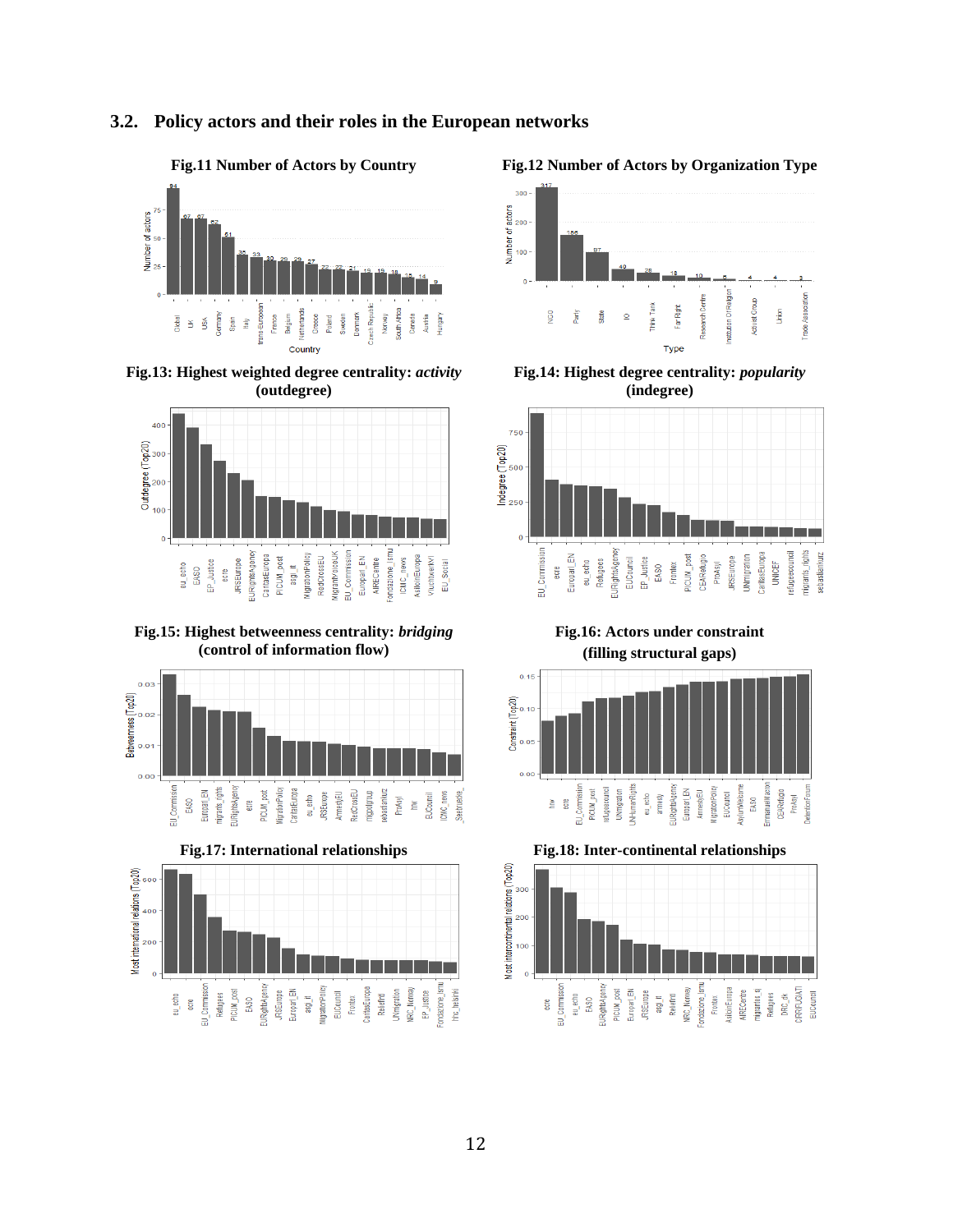## 3.2. Policy actors and their roles in the European networks

**Fig.11 Number of Actors by Country**

Number of actors

Country

94, 67, 67, 62, 51, 35, 33, 30, 29, 29, 27, 22, 22, 21, 19, 19, 18, 15, 14, 9

Global, UK, USA, Germany, Spain, Italy, trans-European, France, Belgium, Netherlands, Greece, Poland, Sweden, Denmark, Czech Republic, Norway, South Africa, Canada, Austria, Hungary

**Fig.12 Number of Actors by Organization Type**

Number of actors

Type

317, 155, 97, 40, 28, 18, 10, 5, 4, 4, 3

NGO, Party, State, IO, Think Tank, Far Right, Research Centre, Institution Of Religion, Activist Group, Union, Trade Association

**Fig.13: Highest weighted degree centrality: *activity* (outdegree)**

Outdegree (Top20)

eu_echo, EASO, EP_Justice, ecre, JRSEurope, EURightsAgency, CaritasEuropa, PICUM_post, asgi_it, MigrationPolicy, RedCrossEU, MigrantVoiceUK, EU_Commission, Europarl_EN, AIRECentre, Fondazione_Ismu, ICMC_news, AsilonEuropa, VluchtelingWerkVl, EU_Social

**Fig.14: Highest degree centrality: *popularity* (indegree)**

Indegree (Top20)

EU_Commission, ecre, Europarl_EN, eu_echo, Refugees, EURightsAgency, EUCouncil, EP_Justice, EASO, Frontex, PICUM_post, CEARefugio, ProAsyl, JRSEurope, UNmigration, CaritasEuropa, UNICEF, refugeecouncil, migrants_rights, sebastiankurz

**Fig.15: Highest betweenness centrality: *bridging* (control of information flow)**

Betweenness (Top20)

EU_Commission, EASO, Europarl_EN, migrants_rights, EURightsAgency, ecre, PICUM_post, MigrationPolicy, CaritasEuropa, eu_echo, JRSEurope, AmnestyEU, RedCrossEU, migpolgroup, sebastiankurz, ProAsyl, hrw, EUCouncil, ICMC_news, Seebruecke_

**Fig.16: Actors under constraint (filling structural gaps)**

Constraint (Top20)

hrw, ecre, EU_Commission, PICUM_post, refugeecouncil, UNmigration, UNHumanRights, eu_echo, amnesty, EURightsAgency, Europarl_EN, AmnestyEU, MigrationPolicy, EUCouncil, AsylumWelcome, EASO, EmmanuelMacron, CEARefugio, ProAsyl, DetentionForum

**Fig.17: International relationships**

Most international relations (Top20)

eu_echo, ecre, EU_Commission, Refugees, PICUM_post, EASO, EURightsAgency, JRSEurope, Europarl_EN, asgi_it, MigrationPolicy, EUCouncil, Frontex, CaritasEuropa, Reliefnl, UNmigration, NRC_Norway, EP_Justice, Fondazione_Ismu, hrc_helsinki

**Fig.18: Inter-continental relationships**

Most intercontinental relations (Top20)

ecre, EU_Commission, eu_echo, EASO, EURightsAgency, PICUM_post, Europarl_EN, JRSEurope, asgi_it, Reliefnl, NRC_Norway, Fondazione_Ismu, Frontex, AsilonEuropa, AIRECentre, migrantes_sj, Refugees, DRC_dk, CRRFUOIATI, EUCouncil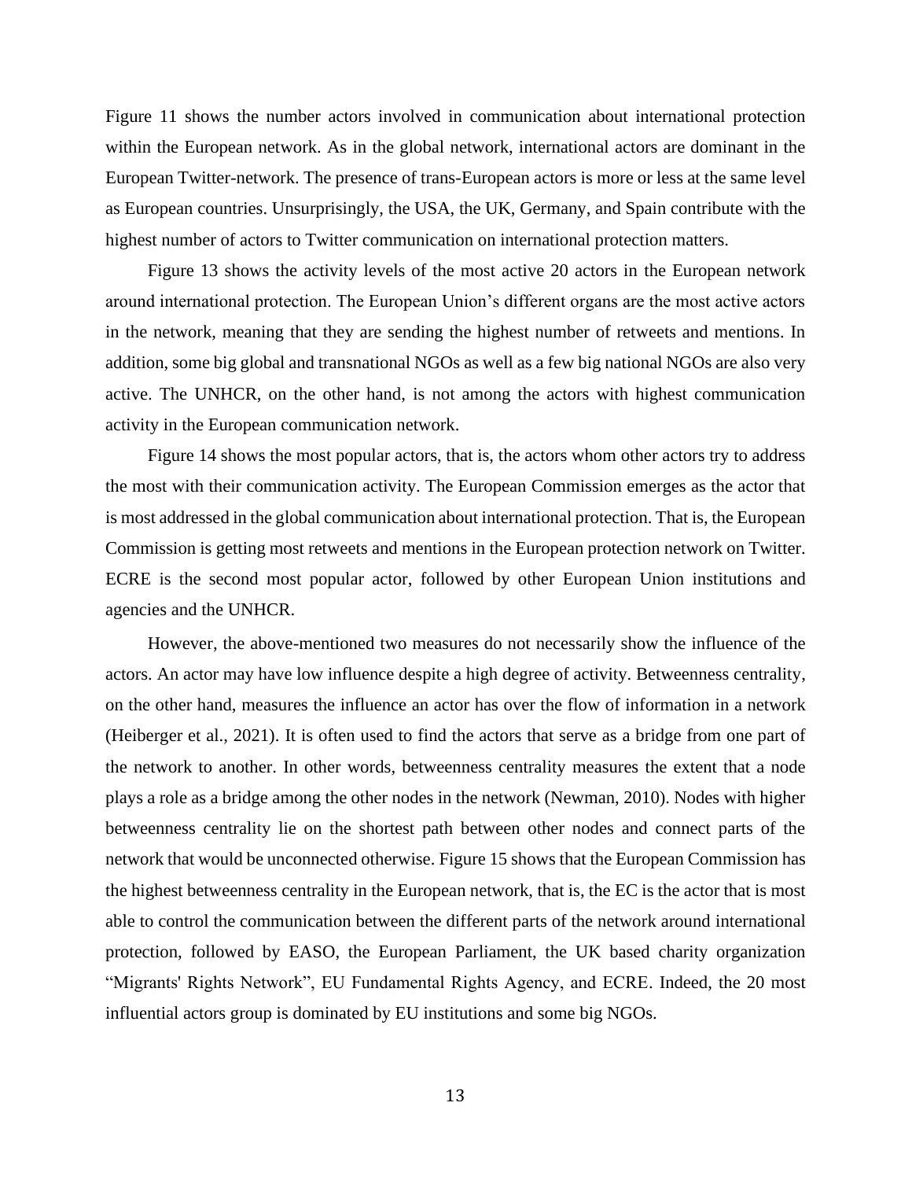Figure 11 shows the number actors involved in communication about international protection within the European network. As in the global network, international actors are dominant in the European Twitter-network. The presence of trans-European actors is more or less at the same level as European countries. Unsurprisingly, the USA, the UK, Germany, and Spain contribute with the highest number of actors to Twitter communication on international protection matters.

Figure 13 shows the activity levels of the most active 20 actors in the European network around international protection. The European Union's different organs are the most active actors in the network, meaning that they are sending the highest number of retweets and mentions. In addition, some big global and transnational NGOs as well as a few big national NGOs are also very active. The UNHCR, on the other hand, is not among the actors with highest communication activity in the European communication network.

Figure 14 shows the most popular actors, that is, the actors whom other actors try to address the most with their communication activity. The European Commission emerges as the actor that is most addressed in the global communication about international protection. That is, the European Commission is getting most retweets and mentions in the European protection network on Twitter. ECRE is the second most popular actor, followed by other European Union institutions and agencies and the UNHCR.

However, the above-mentioned two measures do not necessarily show the influence of the actors. An actor may have low influence despite a high degree of activity. Betweenness centrality, on the other hand, measures the influence an actor has over the flow of information in a network (Heiberger et al., 2021). It is often used to find the actors that serve as a bridge from one part of the network to another. In other words, betweenness centrality measures the extent that a node plays a role as a bridge among the other nodes in the network (Newman, 2010). Nodes with higher betweenness centrality lie on the shortest path between other nodes and connect parts of the network that would be unconnected otherwise. Figure 15 shows that the European Commission has the highest betweenness centrality in the European network, that is, the EC is the actor that is most able to control the communication between the different parts of the network around international protection, followed by EASO, the European Parliament, the UK based charity organization "Migrants' Rights Network", EU Fundamental Rights Agency, and ECRE. Indeed, the 20 most influential actors group is dominated by EU institutions and some big NGOs.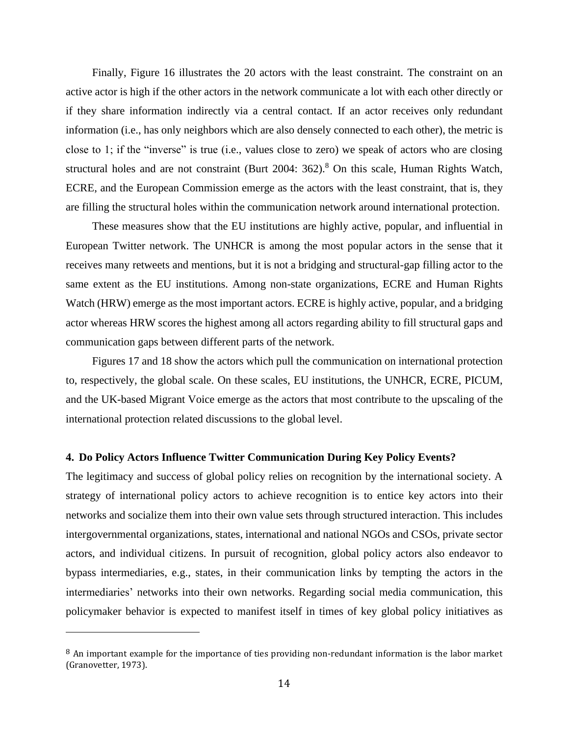Finally, Figure 16 illustrates the 20 actors with the least constraint. The constraint on an active actor is high if the other actors in the network communicate a lot with each other directly or if they share information indirectly via a central contact. If an actor receives only redundant information (i.e., has only neighbors which are also densely connected to each other), the metric is close to 1; if the "inverse" is true (i.e., values close to zero) we speak of actors who are closing structural holes and are not constraint (Burt 2004: 362).[8] On this scale, Human Rights Watch, ECRE, and the European Commission emerge as the actors with the least constraint, that is, they are filling the structural holes within the communication network around international protection.

These measures show that the EU institutions are highly active, popular, and influential in European Twitter network. The UNHCR is among the most popular actors in the sense that it receives many retweets and mentions, but it is not a bridging and structural-gap filling actor to the same extent as the EU institutions. Among non-state organizations, ECRE and Human Rights Watch (HRW) emerge as the most important actors. ECRE is highly active, popular, and a bridging actor whereas HRW scores the highest among all actors regarding ability to fill structural gaps and communication gaps between different parts of the network.

Figures 17 and 18 show the actors which pull the communication on international protection to, respectively, the global scale. On these scales, EU institutions, the UNHCR, ECRE, PICUM, and the UK-based Migrant Voice emerge as the actors that most contribute to the upscaling of the international protection related discussions to the global level.

## 4. Do Policy Actors Influence Twitter Communication During Key Policy Events?

The legitimacy and success of global policy relies on recognition by the international society. A strategy of international policy actors to achieve recognition is to entice key actors into their networks and socialize them into their own value sets through structured interaction. This includes intergovernmental organizations, states, international and national NGOs and CSOs, private sector actors, and individual citizens. In pursuit of recognition, global policy actors also endeavor to bypass intermediaries, e.g., states, in their communication links by tempting the actors in the intermediaries' networks into their own networks. Regarding social media communication, this policymaker behavior is expected to manifest itself in times of key global policy initiatives as

[8] An important example for the importance of ties providing non-redundant information is the labor market (Granovetter, 1973).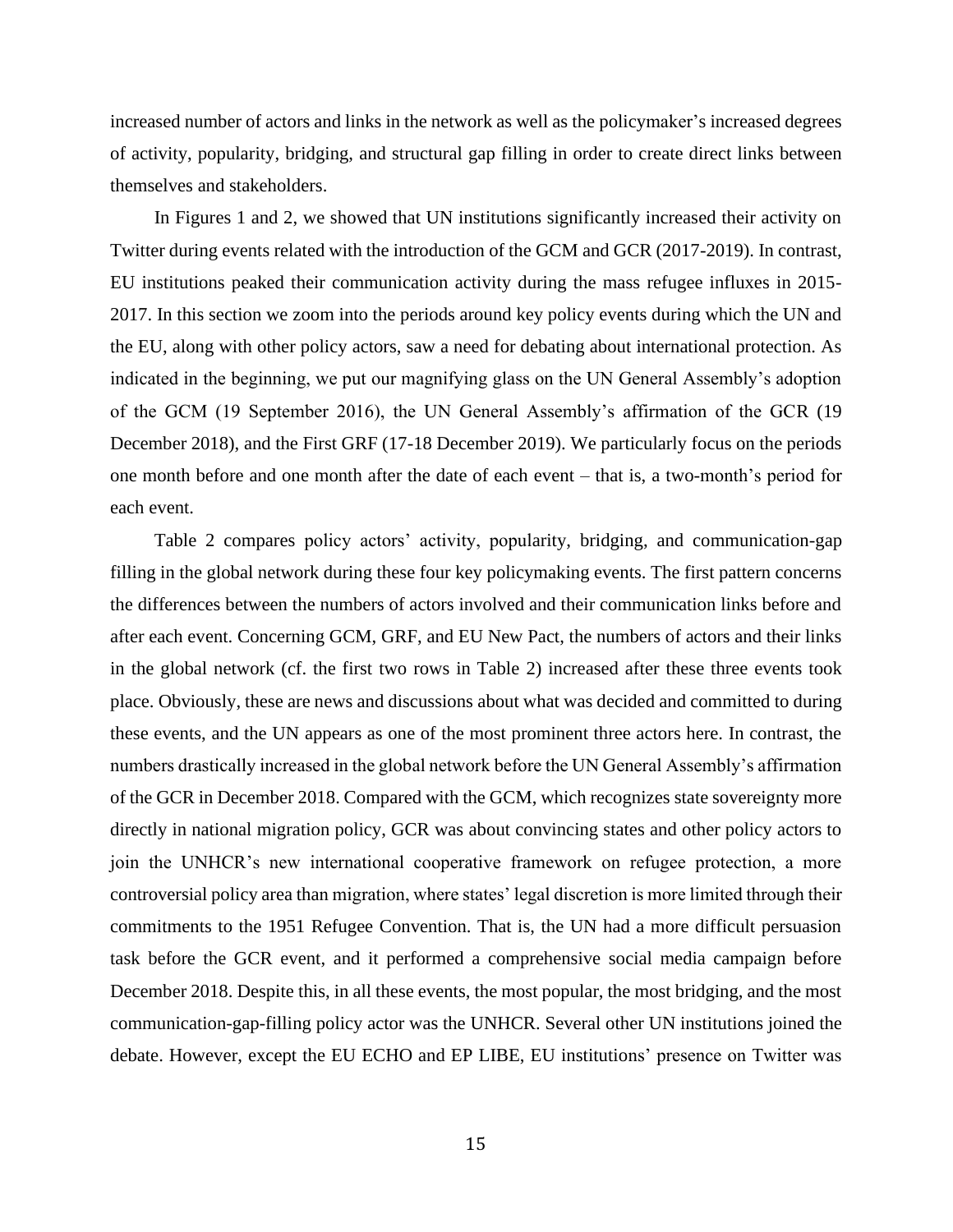increased number of actors and links in the network as well as the policymaker's increased degrees of activity, popularity, bridging, and structural gap filling in order to create direct links between themselves and stakeholders.

In Figures 1 and 2, we showed that UN institutions significantly increased their activity on Twitter during events related with the introduction of the GCM and GCR (2017-2019). In contrast, EU institutions peaked their communication activity during the mass refugee influxes in 2015-2017. In this section we zoom into the periods around key policy events during which the UN and the EU, along with other policy actors, saw a need for debating about international protection. As indicated in the beginning, we put our magnifying glass on the UN General Assembly's adoption of the GCM (19 September 2016), the UN General Assembly's affirmation of the GCR (19 December 2018), and the First GRF (17-18 December 2019). We particularly focus on the periods one month before and one month after the date of each event – that is, a two-month's period for each event.

Table 2 compares policy actors' activity, popularity, bridging, and communication-gap filling in the global network during these four key policymaking events. The first pattern concerns the differences between the numbers of actors involved and their communication links before and after each event. Concerning GCM, GRF, and EU New Pact, the numbers of actors and their links in the global network (cf. the first two rows in Table 2) increased after these three events took place. Obviously, these are news and discussions about what was decided and committed to during these events, and the UN appears as one of the most prominent three actors here. In contrast, the numbers drastically increased in the global network before the UN General Assembly's affirmation of the GCR in December 2018. Compared with the GCM, which recognizes state sovereignty more directly in national migration policy, GCR was about convincing states and other policy actors to join the UNHCR's new international cooperative framework on refugee protection, a more controversial policy area than migration, where states' legal discretion is more limited through their commitments to the 1951 Refugee Convention. That is, the UN had a more difficult persuasion task before the GCR event, and it performed a comprehensive social media campaign before December 2018. Despite this, in all these events, the most popular, the most bridging, and the most communication-gap-filling policy actor was the UNHCR. Several other UN institutions joined the debate. However, except the EU ECHO and EP LIBE, EU institutions' presence on Twitter was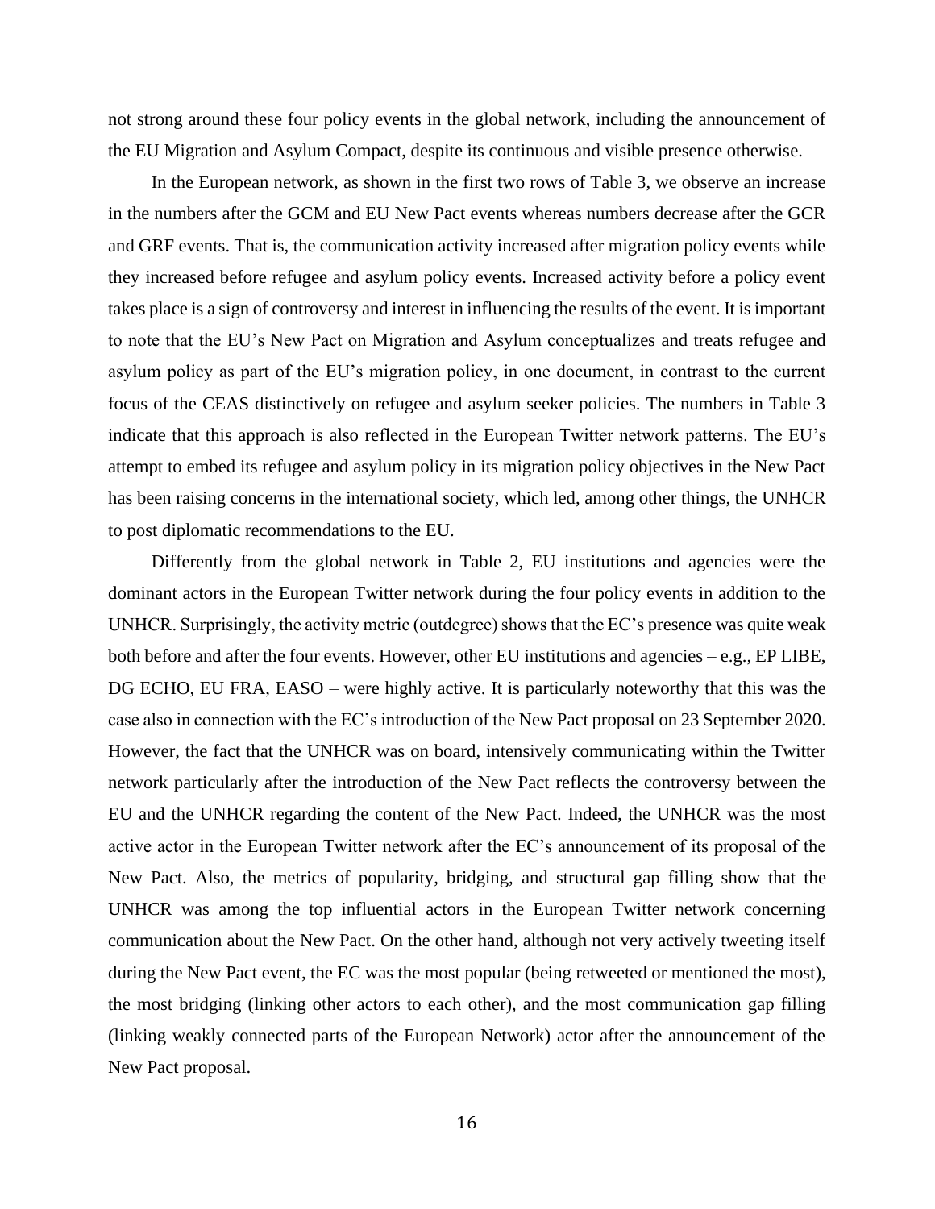not strong around these four policy events in the global network, including the announcement of the EU Migration and Asylum Compact, despite its continuous and visible presence otherwise.

In the European network, as shown in the first two rows of Table 3, we observe an increase in the numbers after the GCM and EU New Pact events whereas numbers decrease after the GCR and GRF events. That is, the communication activity increased after migration policy events while they increased before refugee and asylum policy events. Increased activity before a policy event takes place is a sign of controversy and interest in influencing the results of the event. It is important to note that the EU's New Pact on Migration and Asylum conceptualizes and treats refugee and asylum policy as part of the EU's migration policy, in one document, in contrast to the current focus of the CEAS distinctively on refugee and asylum seeker policies. The numbers in Table 3 indicate that this approach is also reflected in the European Twitter network patterns. The EU's attempt to embed its refugee and asylum policy in its migration policy objectives in the New Pact has been raising concerns in the international society, which led, among other things, the UNHCR to post diplomatic recommendations to the EU.

Differently from the global network in Table 2, EU institutions and agencies were the dominant actors in the European Twitter network during the four policy events in addition to the UNHCR. Surprisingly, the activity metric (outdegree) shows that the EC's presence was quite weak both before and after the four events. However, other EU institutions and agencies – e.g., EP LIBE, DG ECHO, EU FRA, EASO – were highly active. It is particularly noteworthy that this was the case also in connection with the EC's introduction of the New Pact proposal on 23 September 2020. However, the fact that the UNHCR was on board, intensively communicating within the Twitter network particularly after the introduction of the New Pact reflects the controversy between the EU and the UNHCR regarding the content of the New Pact. Indeed, the UNHCR was the most active actor in the European Twitter network after the EC's announcement of its proposal of the New Pact. Also, the metrics of popularity, bridging, and structural gap filling show that the UNHCR was among the top influential actors in the European Twitter network concerning communication about the New Pact. On the other hand, although not very actively tweeting itself during the New Pact event, the EC was the most popular (being retweeted or mentioned the most), the most bridging (linking other actors to each other), and the most communication gap filling (linking weakly connected parts of the European Network) actor after the announcement of the New Pact proposal.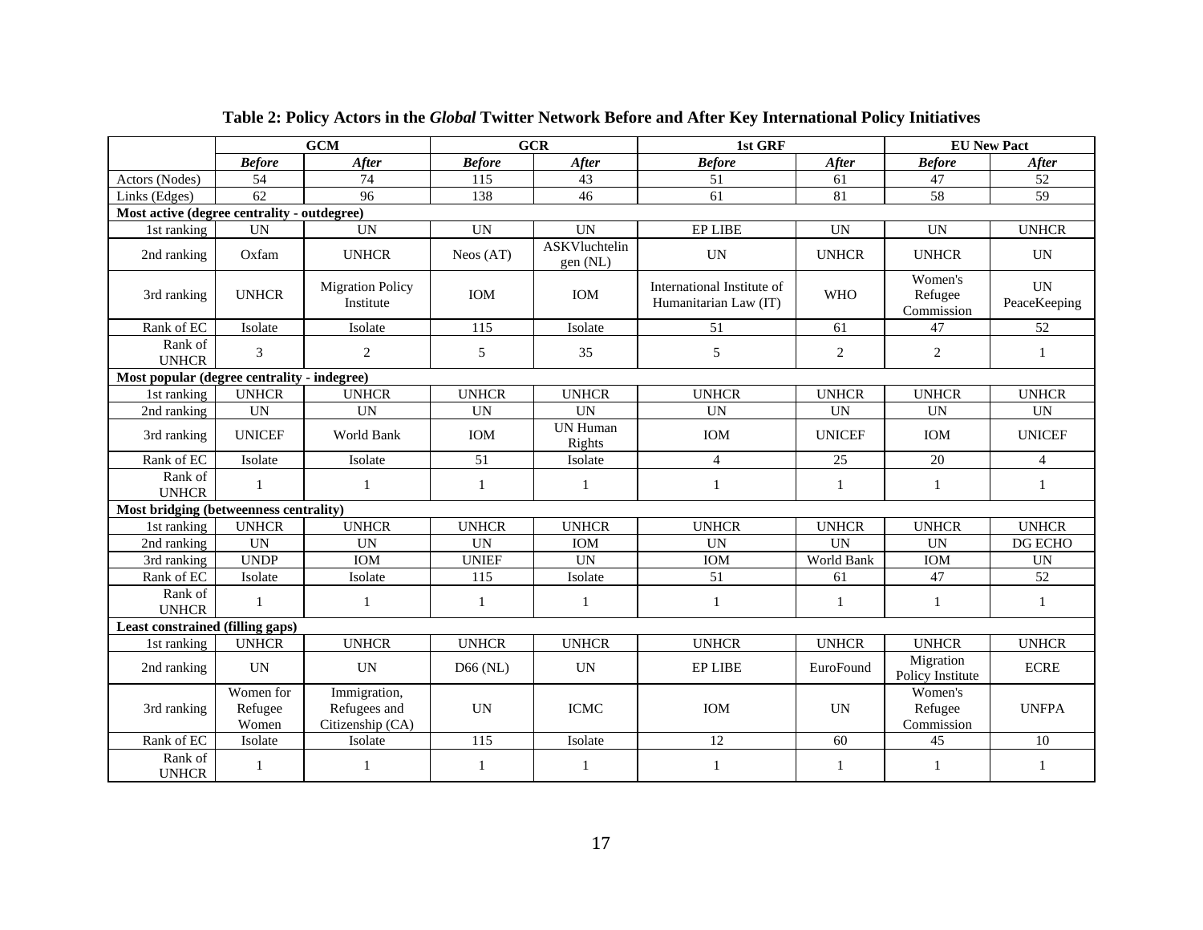**Table 2: Policy Actors in the *Global* Twitter Network Before and After Key International Policy Initiatives**

| | GCM | | GCR | | 1st GRF | | EU New Pact | |
|---|---|---|---|---|---|---|---|---|
| | *Before* | *After* | *Before* | *After* | *Before* | *After* | *Before* | *After* |
| Actors (Nodes) | 54 | 74 | 115 | 43 | 51 | 61 | 47 | 52 |
| Links (Edges) | 62 | 96 | 138 | 46 | 61 | 81 | 58 | 59 |
| **Most active (degree centrality - outdegree)** | | | | | | | | |
| 1st ranking | UN | UN | UN | UN | EP LIBE | UN | UN | UNHCR |
| 2nd ranking | Oxfam | UNHCR | Neos (AT) | ASKVluchtelingen (NL) | UN | UNHCR | UNHCR | UN |
| 3rd ranking | UNHCR | Migration Policy Institute | IOM | IOM | International Institute of Humanitarian Law (IT) | WHO | Women's Refugee Commission | UN PeaceKeeping |
| Rank of EC | Isolate | Isolate | 115 | Isolate | 51 | 61 | 47 | 52 |
| Rank of UNHCR | 3 | 2 | 5 | 35 | 5 | 2 | 2 | 1 |
| **Most popular (degree centrality - indegree)** | | | | | | | | |
| 1st ranking | UNHCR | UNHCR | UNHCR | UNHCR | UNHCR | UNHCR | UNHCR | UNHCR |
| 2nd ranking | UN | UN | UN | UN | UN | UN | UN | UN |
| 3rd ranking | UNICEF | World Bank | IOM | UN Human Rights | IOM | UNICEF | IOM | UNICEF |
| Rank of EC | Isolate | Isolate | 51 | Isolate | 4 | 25 | 20 | 4 |
| Rank of UNHCR | 1 | 1 | 1 | 1 | 1 | 1 | 1 | 1 |
| **Most bridging (betweenness centrality)** | | | | | | | | |
| 1st ranking | UNHCR | UNHCR | UNHCR | UNHCR | UNHCR | UNHCR | UNHCR | UNHCR |
| 2nd ranking | UN | UN | UN | IOM | UN | UN | UN | DG ECHO |
| 3rd ranking | UNDP | IOM | UNIEF | UN | IOM | World Bank | IOM | UN |
| Rank of EC | Isolate | Isolate | 115 | Isolate | 51 | 61 | 47 | 52 |
| Rank of UNHCR | 1 | 1 | 1 | 1 | 1 | 1 | 1 | 1 |
| **Least constrained (filling gaps)** | | | | | | | | |
| 1st ranking | UNHCR | UNHCR | UNHCR | UNHCR | UNHCR | UNHCR | UNHCR | UNHCR |
| 2nd ranking | UN | UN | D66 (NL) | UN | EP LIBE | EuroFound | Migration Policy Institute | ECRE |
| 3rd ranking | Women for Refugee Women | Immigration, Refugees and Citizenship (CA) | UN | ICMC | IOM | UN | Women's Refugee Commission | UNFPA |
| Rank of EC | Isolate | Isolate | 115 | Isolate | 12 | 60 | 45 | 10 |
| Rank of UNHCR | 1 | 1 | 1 | 1 | 1 | 1 | 1 | 1 |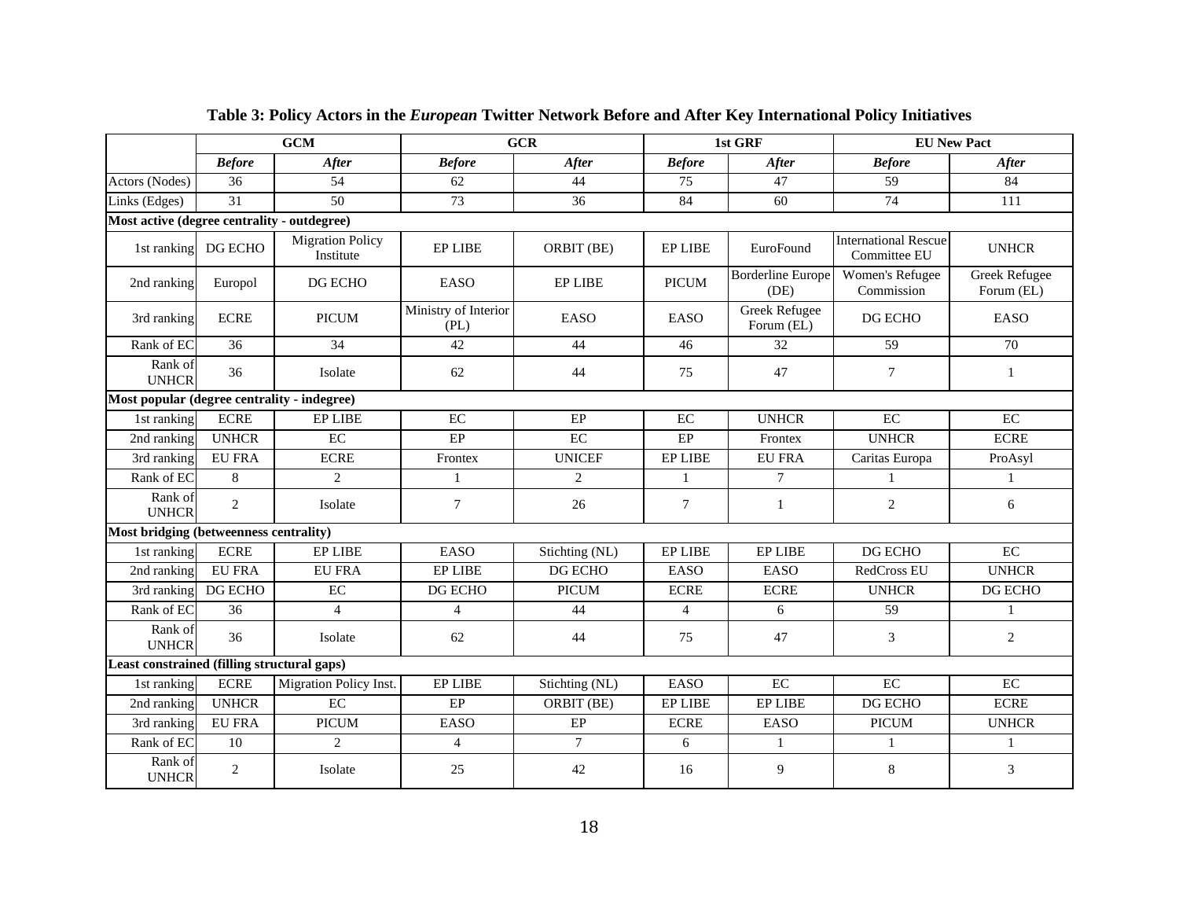**Table 3: Policy Actors in the *European* Twitter Network Before and After Key International Policy Initiatives**

| | GCM | | GCR | | 1st GRF | | EU New Pact | |
|---|---|---|---|---|---|---|---|---|
| | ***Before*** | ***After*** | ***Before*** | ***After*** | ***Before*** | ***After*** | ***Before*** | ***After*** |
| Actors (Nodes) | 36 | 54 | 62 | 44 | 75 | 47 | 59 | 84 |
| Links (Edges) | 31 | 50 | 73 | 36 | 84 | 60 | 74 | 111 |
| **Most active (degree centrality - outdegree)** | | | | | | | | |
| 1st ranking | DG ECHO | Migration Policy Institute | EP LIBE | ORBIT (BE) | EP LIBE | EuroFound | International Rescue Committee EU | UNHCR |
| 2nd ranking | Europol | DG ECHO | EASO | EP LIBE | PICUM | Borderline Europe (DE) | Women's Refugee Commission | Greek Refugee Forum (EL) |
| 3rd ranking | ECRE | PICUM | Ministry of Interior (PL) | EASO | EASO | Greek Refugee Forum (EL) | DG ECHO | EASO |
| Rank of EC | 36 | 34 | 42 | 44 | 46 | 32 | 59 | 70 |
| Rank of UNHCR | 36 | Isolate | 62 | 44 | 75 | 47 | 7 | 1 |
| **Most popular (degree centrality - indegree)** | | | | | | | | |
| 1st ranking | ECRE | EP LIBE | EC | EP | EC | UNHCR | EC | EC |
| 2nd ranking | UNHCR | EC | EP | EC | EP | Frontex | UNHCR | ECRE |
| 3rd ranking | EU FRA | ECRE | Frontex | UNICEF | EP LIBE | EU FRA | Caritas Europa | ProAsyl |
| Rank of EC | 8 | 2 | 1 | 2 | 1 | 7 | 1 | 1 |
| Rank of UNHCR | 2 | Isolate | 7 | 26 | 7 | 1 | 2 | 6 |
| **Most bridging (betweenness centrality)** | | | | | | | | |
| 1st ranking | ECRE | EP LIBE | EASO | Stichting (NL) | EP LIBE | EP LIBE | DG ECHO | EC |
| 2nd ranking | EU FRA | EU FRA | EP LIBE | DG ECHO | EASO | EASO | RedCross EU | UNHCR |
| 3rd ranking | DG ECHO | EC | DG ECHO | PICUM | ECRE | ECRE | UNHCR | DG ECHO |
| Rank of EC | 36 | 4 | 4 | 44 | 4 | 6 | 59 | 1 |
| Rank of UNHCR | 36 | Isolate | 62 | 44 | 75 | 47 | 3 | 2 |
| **Least constrained (filling structural gaps)** | | | | | | | | |
| 1st ranking | ECRE | Migration Policy Inst. | EP LIBE | Stichting (NL) | EASO | EC | EC | EC |
| 2nd ranking | UNHCR | EC | EP | ORBIT (BE) | EP LIBE | EP LIBE | DG ECHO | ECRE |
| 3rd ranking | EU FRA | PICUM | EASO | EP | ECRE | EASO | PICUM | UNHCR |
| Rank of EC | 10 | 2 | 4 | 7 | 6 | 1 | 1 | 1 |
| Rank of UNHCR | 2 | Isolate | 25 | 42 | 16 | 9 | 8 | 3 |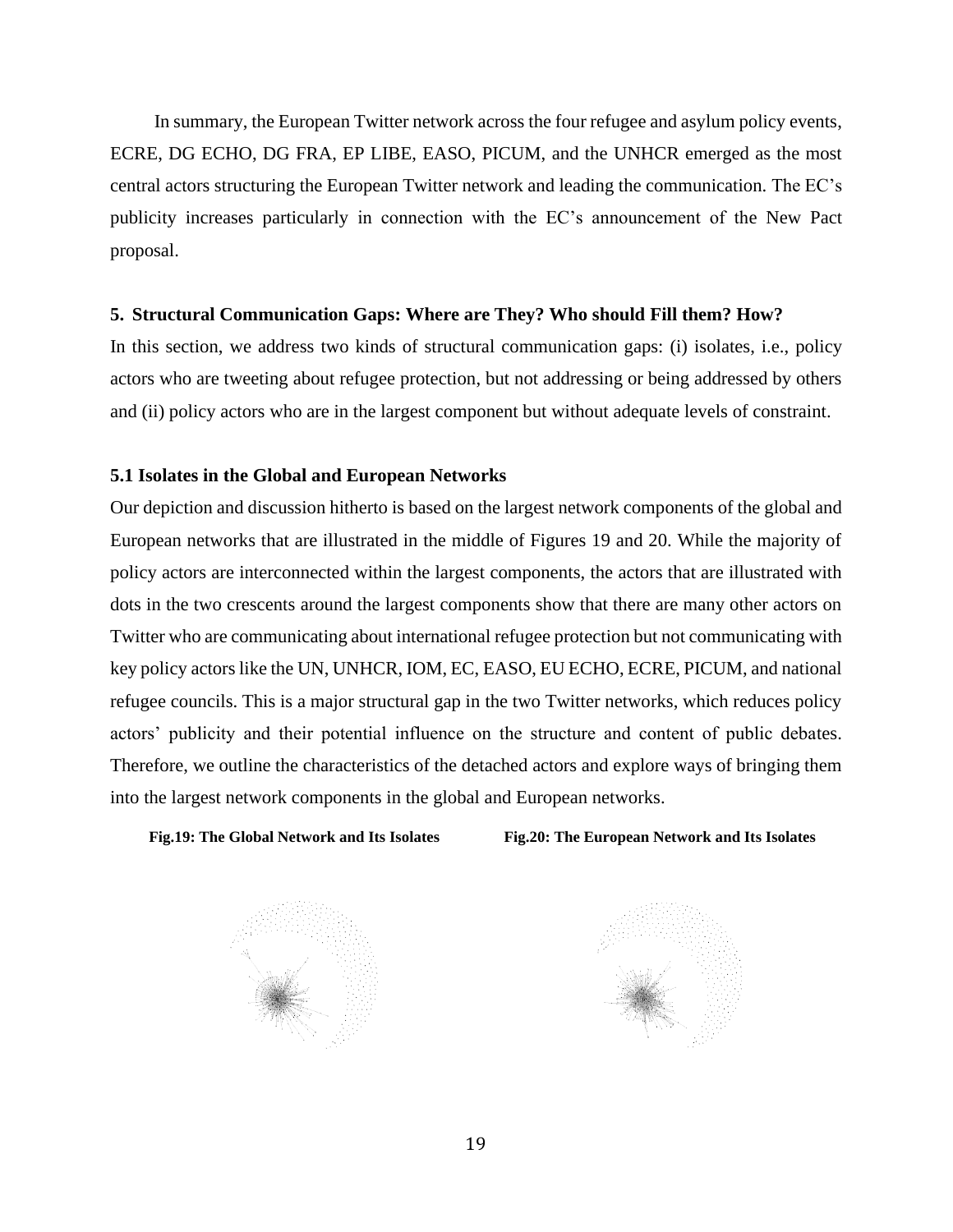In summary, the European Twitter network across the four refugee and asylum policy events, ECRE, DG ECHO, DG FRA, EP LIBE, EASO, PICUM, and the UNHCR emerged as the most central actors structuring the European Twitter network and leading the communication. The EC's publicity increases particularly in connection with the EC's announcement of the New Pact proposal.

## 5. Structural Communication Gaps: Where are They? Who should Fill them? How?

In this section, we address two kinds of structural communication gaps: (i) isolates, i.e., policy actors who are tweeting about refugee protection, but not addressing or being addressed by others and (ii) policy actors who are in the largest component but without adequate levels of constraint.

### 5.1 Isolates in the Global and European Networks

Our depiction and discussion hitherto is based on the largest network components of the global and European networks that are illustrated in the middle of Figures 19 and 20. While the majority of policy actors are interconnected within the largest components, the actors that are illustrated with dots in the two crescents around the largest components show that there are many other actors on Twitter who are communicating about international refugee protection but not communicating with key policy actors like the UN, UNHCR, IOM, EC, EASO, EU ECHO, ECRE, PICUM, and national refugee councils. This is a major structural gap in the two Twitter networks, which reduces policy actors' publicity and their potential influence on the structure and content of public debates. Therefore, we outline the characteristics of the detached actors and explore ways of bringing them into the largest network components in the global and European networks.

**Fig.19: The Global Network and Its Isolates**

**Fig.20: The European Network and Its Isolates**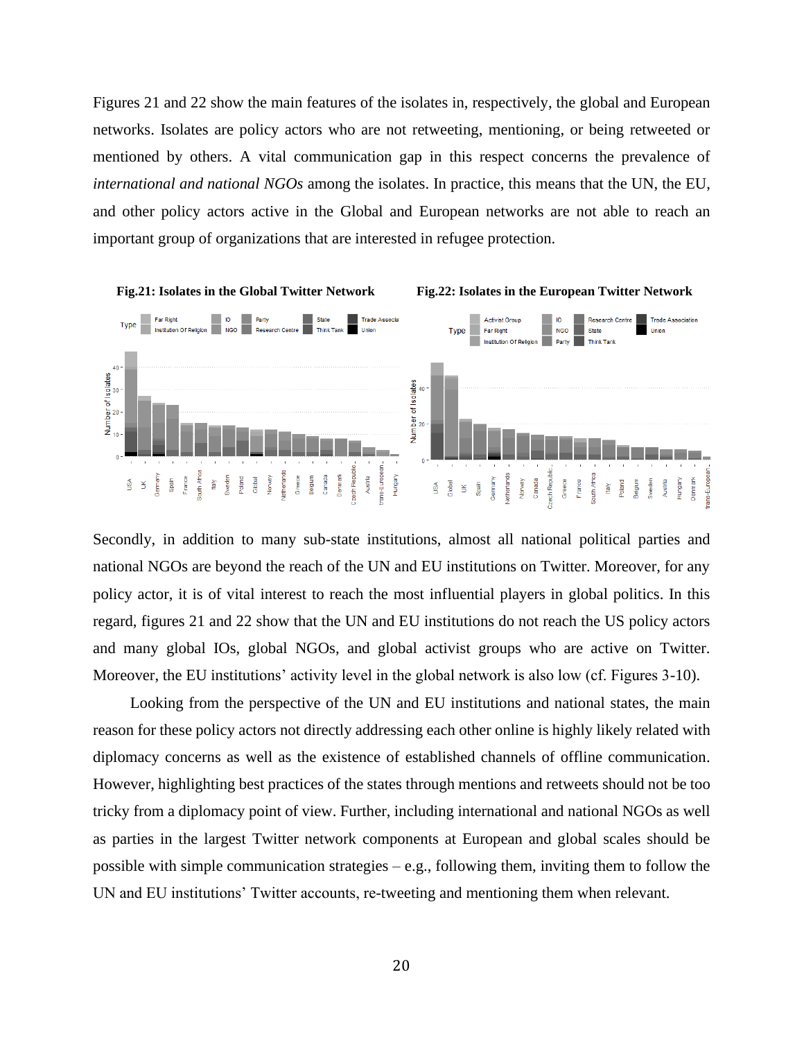Figures 21 and 22 show the main features of the isolates in, respectively, the global and European networks. Isolates are policy actors who are not retweeting, mentioning, or being retweeted or mentioned by others. A vital communication gap in this respect concerns the prevalence of *international and national NGOs* among the isolates. In practice, this means that the UN, the EU, and other policy actors active in the Global and European networks are not able to reach an important group of organizations that are interested in refugee protection.

**Fig.21: Isolates in the Global Twitter Network**

Type: Far Right, Institution Of Religion, IO, NGO, Party, Research Centre, State, Think Tank, Trade Associa, Union

Number of Isolates

0, 10, 20, 30, 40

USA, UK, Germany, Spain, France, South Africa, Italy, Sweden, Poland, Global, Norway, Netherlands, Greece, Belgium, Canada, Denmark, Czech Republic, Austria, trans-European..., Hungary

**Fig.22: Isolates in the European Twitter Network**

Type: Activist Group, Far Right, Institution Of Religion, IO, NGO, Party, Research Centre, State, Think Tank, Trade Association, Union

Number of Isolates

0, 20, 40

USA, Global, UK, Spain, Germany, Netherlands, Norway, Canada, Czech Republic..., Greece, France, South Africa, Italy, Poland, Belgium, Sweden, Austria, Hungary, Denmark, trans-European...

Secondly, in addition to many sub-state institutions, almost all national political parties and national NGOs are beyond the reach of the UN and EU institutions on Twitter. Moreover, for any policy actor, it is of vital interest to reach the most influential players in global politics. In this regard, figures 21 and 22 show that the UN and EU institutions do not reach the US policy actors and many global IOs, global NGOs, and global activist groups who are active on Twitter. Moreover, the EU institutions' activity level in the global network is also low (cf. Figures 3-10).

Looking from the perspective of the UN and EU institutions and national states, the main reason for these policy actors not directly addressing each other online is highly likely related with diplomacy concerns as well as the existence of established channels of offline communication. However, highlighting best practices of the states through mentions and retweets should not be too tricky from a diplomacy point of view. Further, including international and national NGOs as well as parties in the largest Twitter network components at European and global scales should be possible with simple communication strategies – e.g., following them, inviting them to follow the UN and EU institutions' Twitter accounts, re-tweeting and mentioning them when relevant.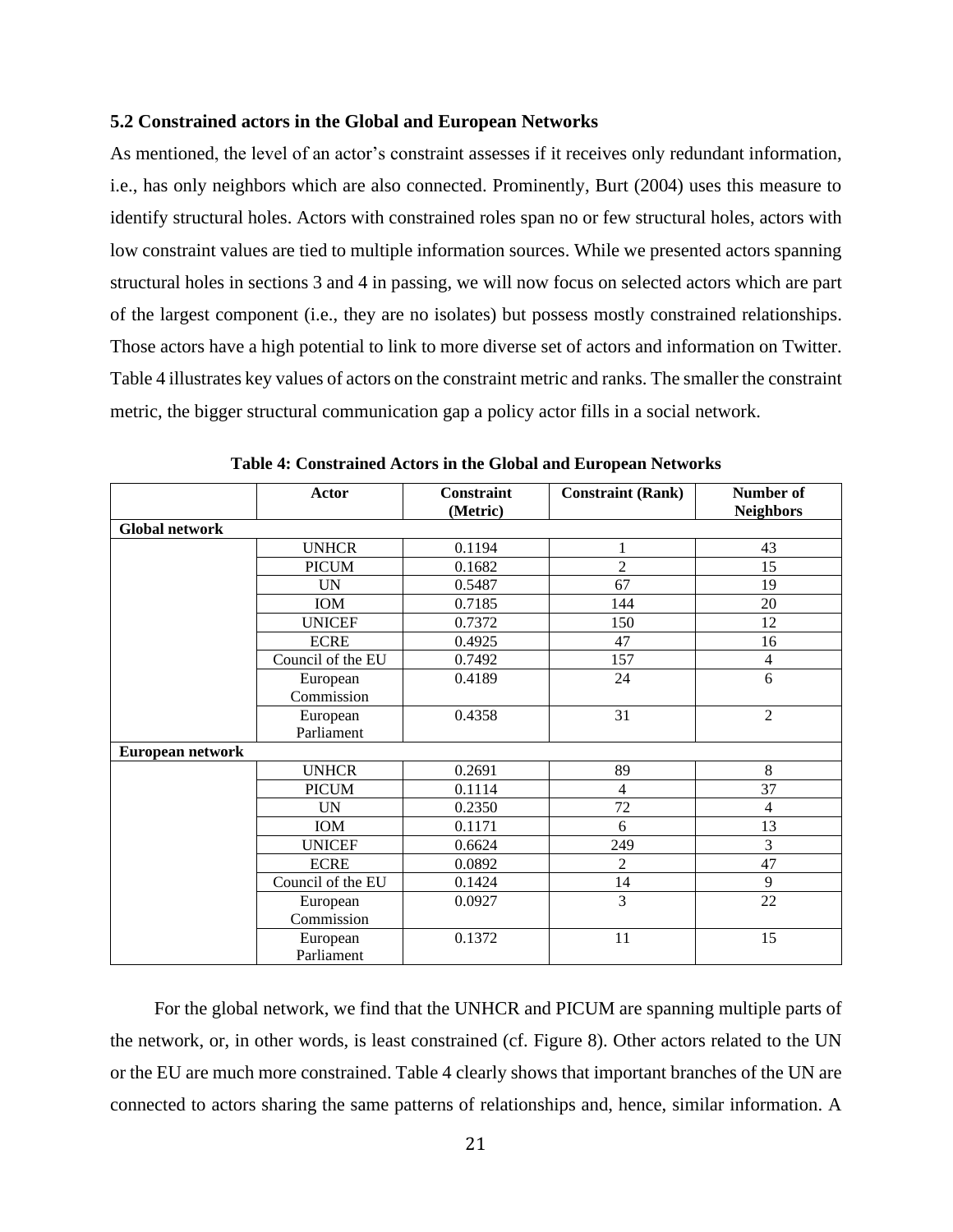### 5.2 Constrained actors in the Global and European Networks

As mentioned, the level of an actor's constraint assesses if it receives only redundant information, i.e., has only neighbors which are also connected. Prominently, Burt (2004) uses this measure to identify structural holes. Actors with constrained roles span no or few structural holes, actors with low constraint values are tied to multiple information sources. While we presented actors spanning structural holes in sections 3 and 4 in passing, we will now focus on selected actors which are part of the largest component (i.e., they are no isolates) but possess mostly constrained relationships. Those actors have a high potential to link to more diverse set of actors and information on Twitter. Table 4 illustrates key values of actors on the constraint metric and ranks. The smaller the constraint metric, the bigger structural communication gap a policy actor fills in a social network.

**Table 4: Constrained Actors in the Global and European Networks**

| | Actor | Constraint (Metric) | Constraint (Rank) | Number of Neighbors |
|---|---|---|---|---|
| **Global network** | | | | |
| | UNHCR | 0.1194 | 1 | 43 |
| | PICUM | 0.1682 | 2 | 15 |
| | UN | 0.5487 | 67 | 19 |
| | IOM | 0.7185 | 144 | 20 |
| | UNICEF | 0.7372 | 150 | 12 |
| | ECRE | 0.4925 | 47 | 16 |
| | Council of the EU | 0.7492 | 157 | 4 |
| | European Commission | 0.4189 | 24 | 6 |
| | European Parliament | 0.4358 | 31 | 2 |
| **European network** | | | | |
| | UNHCR | 0.2691 | 89 | 8 |
| | PICUM | 0.1114 | 4 | 37 |
| | UN | 0.2350 | 72 | 4 |
| | IOM | 0.1171 | 6 | 13 |
| | UNICEF | 0.6624 | 249 | 3 |
| | ECRE | 0.0892 | 2 | 47 |
| | Council of the EU | 0.1424 | 14 | 9 |
| | European Commission | 0.0927 | 3 | 22 |
| | European Parliament | 0.1372 | 11 | 15 |

For the global network, we find that the UNHCR and PICUM are spanning multiple parts of the network, or, in other words, is least constrained (cf. Figure 8). Other actors related to the UN or the EU are much more constrained. Table 4 clearly shows that important branches of the UN are connected to actors sharing the same patterns of relationships and, hence, similar information. A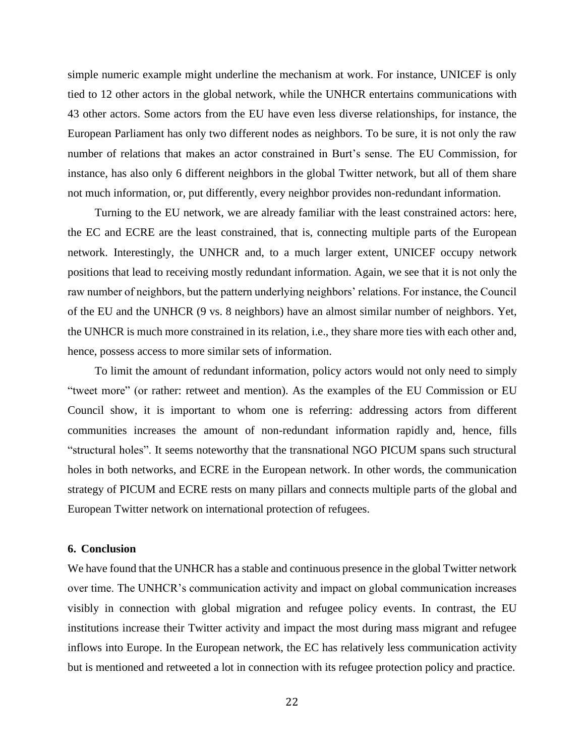simple numeric example might underline the mechanism at work. For instance, UNICEF is only tied to 12 other actors in the global network, while the UNHCR entertains communications with 43 other actors. Some actors from the EU have even less diverse relationships, for instance, the European Parliament has only two different nodes as neighbors. To be sure, it is not only the raw number of relations that makes an actor constrained in Burt's sense. The EU Commission, for instance, has also only 6 different neighbors in the global Twitter network, but all of them share not much information, or, put differently, every neighbor provides non-redundant information.

Turning to the EU network, we are already familiar with the least constrained actors: here, the EC and ECRE are the least constrained, that is, connecting multiple parts of the European network. Interestingly, the UNHCR and, to a much larger extent, UNICEF occupy network positions that lead to receiving mostly redundant information. Again, we see that it is not only the raw number of neighbors, but the pattern underlying neighbors' relations. For instance, the Council of the EU and the UNHCR (9 vs. 8 neighbors) have an almost similar number of neighbors. Yet, the UNHCR is much more constrained in its relation, i.e., they share more ties with each other and, hence, possess access to more similar sets of information.

To limit the amount of redundant information, policy actors would not only need to simply "tweet more" (or rather: retweet and mention). As the examples of the EU Commission or EU Council show, it is important to whom one is referring: addressing actors from different communities increases the amount of non-redundant information rapidly and, hence, fills "structural holes". It seems noteworthy that the transnational NGO PICUM spans such structural holes in both networks, and ECRE in the European network. In other words, the communication strategy of PICUM and ECRE rests on many pillars and connects multiple parts of the global and European Twitter network on international protection of refugees.

## 6. Conclusion

We have found that the UNHCR has a stable and continuous presence in the global Twitter network over time. The UNHCR's communication activity and impact on global communication increases visibly in connection with global migration and refugee policy events. In contrast, the EU institutions increase their Twitter activity and impact the most during mass migrant and refugee inflows into Europe. In the European network, the EC has relatively less communication activity but is mentioned and retweeted a lot in connection with its refugee protection policy and practice.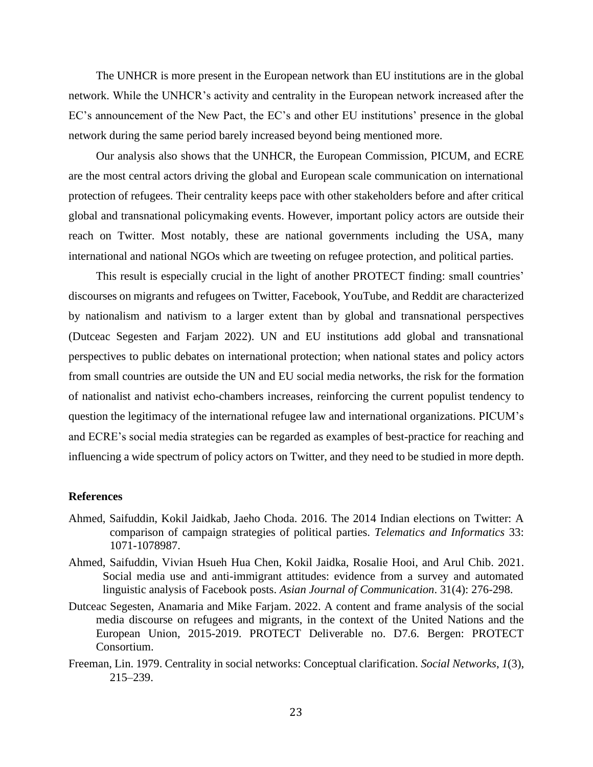The UNHCR is more present in the European network than EU institutions are in the global network. While the UNHCR's activity and centrality in the European network increased after the EC's announcement of the New Pact, the EC's and other EU institutions' presence in the global network during the same period barely increased beyond being mentioned more.

Our analysis also shows that the UNHCR, the European Commission, PICUM, and ECRE are the most central actors driving the global and European scale communication on international protection of refugees. Their centrality keeps pace with other stakeholders before and after critical global and transnational policymaking events. However, important policy actors are outside their reach on Twitter. Most notably, these are national governments including the USA, many international and national NGOs which are tweeting on refugee protection, and political parties.

This result is especially crucial in the light of another PROTECT finding: small countries' discourses on migrants and refugees on Twitter, Facebook, YouTube, and Reddit are characterized by nationalism and nativism to a larger extent than by global and transnational perspectives (Dutceac Segesten and Farjam 2022). UN and EU institutions add global and transnational perspectives to public debates on international protection; when national states and policy actors from small countries are outside the UN and EU social media networks, the risk for the formation of nationalist and nativist echo-chambers increases, reinforcing the current populist tendency to question the legitimacy of the international refugee law and international organizations. PICUM's and ECRE's social media strategies can be regarded as examples of best-practice for reaching and influencing a wide spectrum of policy actors on Twitter, and they need to be studied in more depth.

### References

Ahmed, Saifuddin, Kokil Jaidkab, Jaeho Choda. 2016. The 2014 Indian elections on Twitter: A comparison of campaign strategies of political parties. *Telematics and Informatics* 33: 1071-1078987.

Ahmed, Saifuddin, Vivian Hsueh Hua Chen, Kokil Jaidka, Rosalie Hooi, and Arul Chib. 2021. Social media use and anti-immigrant attitudes: evidence from a survey and automated linguistic analysis of Facebook posts. *Asian Journal of Communication*. 31(4): 276-298.

Dutceac Segesten, Anamaria and Mike Farjam. 2022. A content and frame analysis of the social media discourse on refugees and migrants, in the context of the United Nations and the European Union, 2015-2019. PROTECT Deliverable no. D7.6. Bergen: PROTECT Consortium.

Freeman, Lin. 1979. Centrality in social networks: Conceptual clarification. *Social Networks*, *1*(3), 215–239.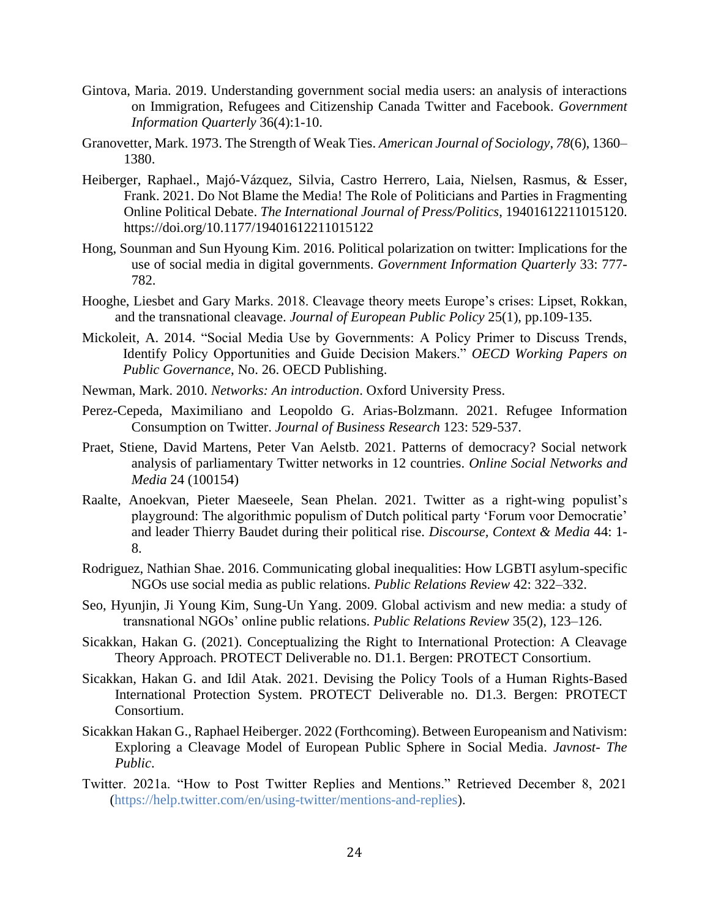Gintova, Maria. 2019. Understanding government social media users: an analysis of interactions on Immigration, Refugees and Citizenship Canada Twitter and Facebook. *Government Information Quarterly* 36(4):1-10.

Granovetter, Mark. 1973. The Strength of Weak Ties. *American Journal of Sociology*, *78*(6), 1360–1380.

Heiberger, Raphael., Majó-Vázquez, Silvia, Castro Herrero, Laia, Nielsen, Rasmus, & Esser, Frank. 2021. Do Not Blame the Media! The Role of Politicians and Parties in Fragmenting Online Political Debate. *The International Journal of Press/Politics*, 19401612211015120. https://doi.org/10.1177/19401612211015122

Hong, Sounman and Sun Hyoung Kim. 2016. Political polarization on twitter: Implications for the use of social media in digital governments. *Government Information Quarterly* 33: 777-782.

Hooghe, Liesbet and Gary Marks. 2018. Cleavage theory meets Europe's crises: Lipset, Rokkan, and the transnational cleavage. *Journal of European Public Policy* 25(1), pp.109-135.

Mickoleit, A. 2014. "Social Media Use by Governments: A Policy Primer to Discuss Trends, Identify Policy Opportunities and Guide Decision Makers." *OECD Working Papers on Public Governance*, No. 26. OECD Publishing.

Newman, Mark. 2010. *Networks: An introduction*. Oxford University Press.

Perez-Cepeda, Maximiliano and Leopoldo G. Arias-Bolzmann. 2021. Refugee Information Consumption on Twitter. *Journal of Business Research* 123: 529-537.

Praet, Stiene, David Martens, Peter Van Aelstb. 2021. Patterns of democracy? Social network analysis of parliamentary Twitter networks in 12 countries. *Online Social Networks and Media* 24 (100154)

Raalte, Anoekvan, Pieter Maeseele, Sean Phelan. 2021. Twitter as a right-wing populist's playground: The algorithmic populism of Dutch political party 'Forum voor Democratie' and leader Thierry Baudet during their political rise. *Discourse, Context & Media* 44: 1-8.

Rodriguez, Nathian Shae. 2016. Communicating global inequalities: How LGBTI asylum-specific NGOs use social media as public relations. *Public Relations Review* 42: 322–332.

Seo, Hyunjin, Ji Young Kim, Sung-Un Yang. 2009. Global activism and new media: a study of transnational NGOs' online public relations. *Public Relations Review* 35(2), 123–126.

Sicakkan, Hakan G. (2021). Conceptualizing the Right to International Protection: A Cleavage Theory Approach. PROTECT Deliverable no. D1.1. Bergen: PROTECT Consortium.

Sicakkan, Hakan G. and Idil Atak. 2021. Devising the Policy Tools of a Human Rights-Based International Protection System. PROTECT Deliverable no. D1.3. Bergen: PROTECT Consortium.

Sicakkan Hakan G., Raphael Heiberger. 2022 (Forthcoming). Between Europeanism and Nativism: Exploring a Cleavage Model of European Public Sphere in Social Media. *Javnost- The Public*.

Twitter. 2021a. "How to Post Twitter Replies and Mentions." Retrieved December 8, 2021 (https://help.twitter.com/en/using-twitter/mentions-and-replies).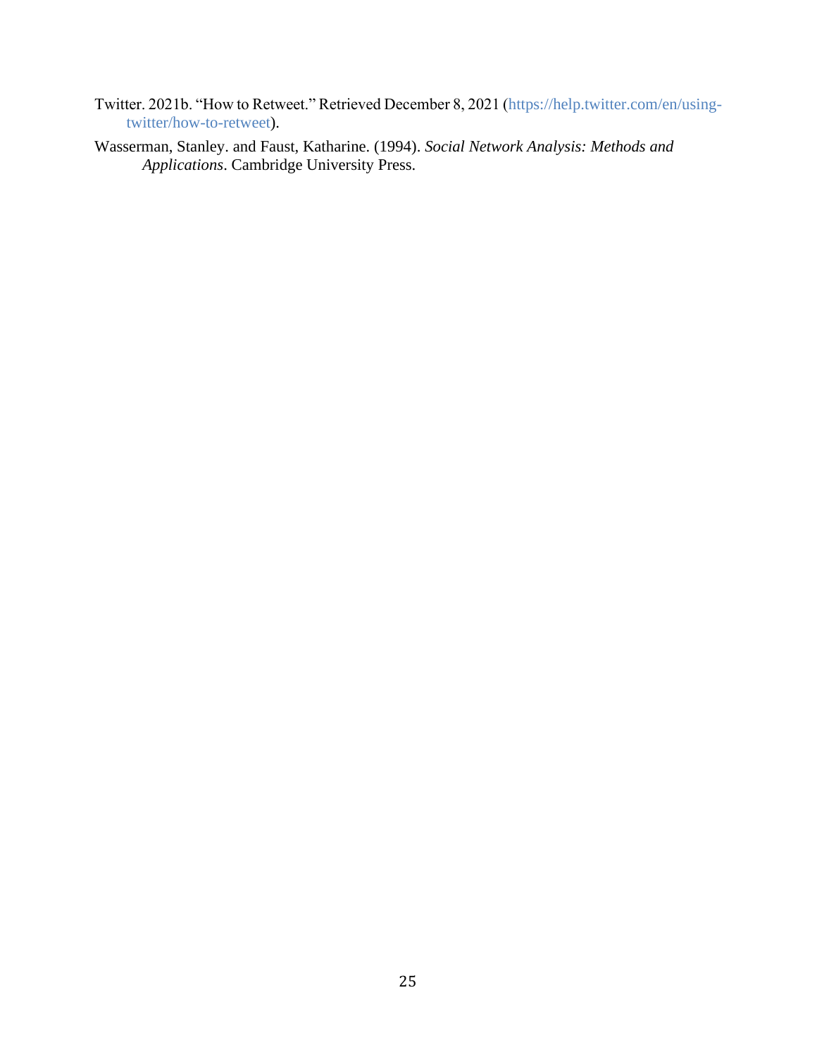Twitter. 2021b. "How to Retweet." Retrieved December 8, 2021 (https://help.twitter.com/en/using-twitter/how-to-retweet).

Wasserman, Stanley. and Faust, Katharine. (1994). *Social Network Analysis: Methods and Applications*. Cambridge University Press.